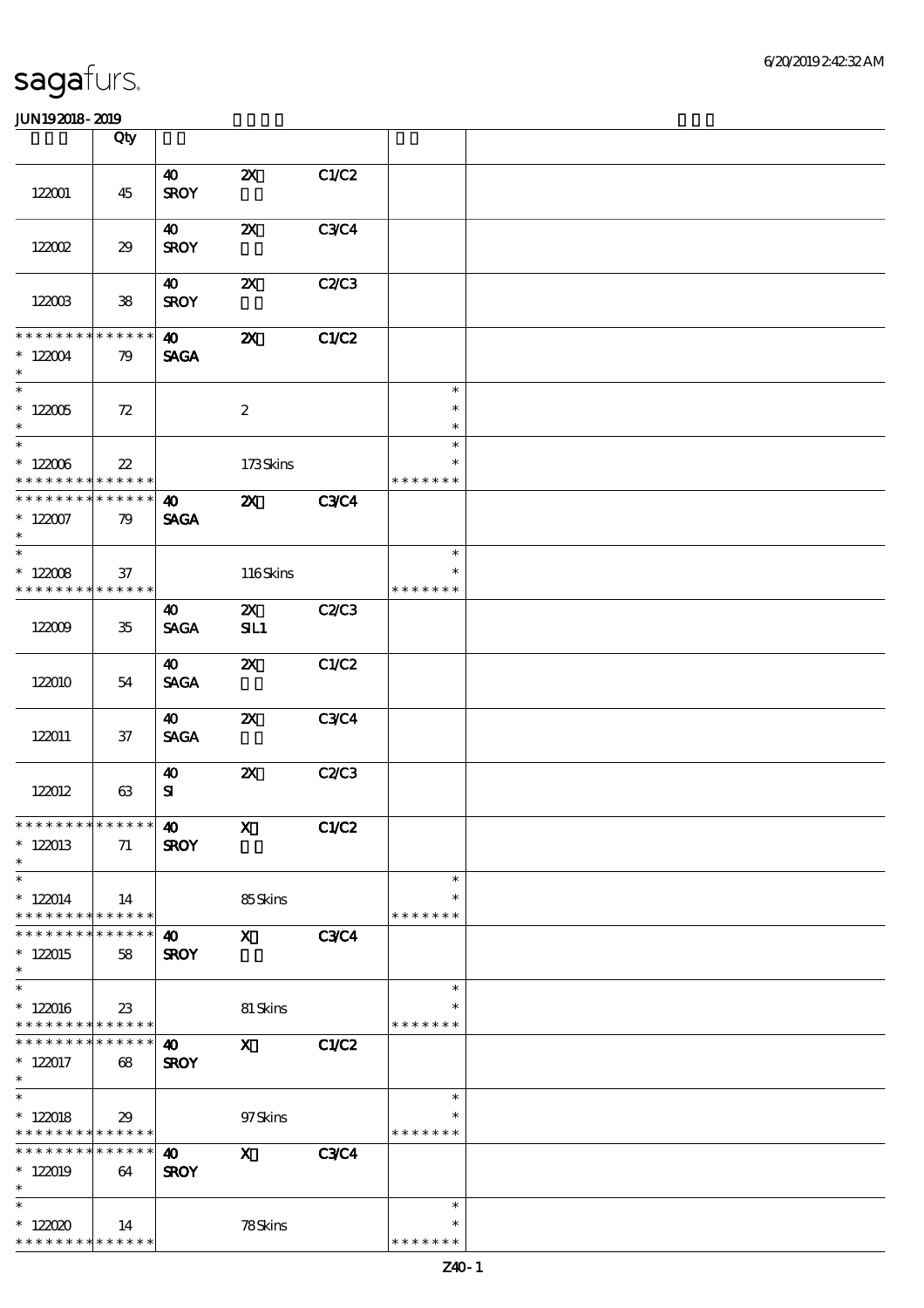# sagafurs.

JUN19 2018 - 2019

| | Qty | | | | | |
|---|---|---|---|---|---|---|
| 122001 | 45 | 40 SROY | 2X | C1/C2 | | |
| 122002 | 29 | 40 SROY | 2X | C3/C4 | | |
| 122003 | 38 | 40 SROY | 2X | C2/C3 | | |
| * * * * * * * * * * * * * * 122004 * | 79 | 40 SAGA | 2X | C1/C2 | | |
| * * 122005 * | 72 | | 2 | | * * * | |
| * * 122006 * * * * * * * * * * * * * * | 22 | | 173 Skins | | * * * * * * * * * | |
| * * * * * * * * * * * * * * 122007 * | 79 | 40 SAGA | 2X | C3/C4 | | |
| * * 122008 * * * * * * * * * * * * * * | 37 | | 116 Skins | | * * * * * * * * * | |
| 122009 | 35 | 40 SAGA | 2X SIL1 | C2/C3 | | |
| 122010 | 54 | 40 SAGA | 2X | C1/C2 | | |
| 122011 | 37 | 40 SAGA | 2X | C3/C4 | | |
| 122012 | 63 | 40 SI | 2X | C2/C3 | | |
| * * * * * * * * * * * * * * 122013 * | 71 | 40 SROY | X | C1/C2 | | |
| * * 122014 * * * * * * * * * * * * * * | 14 | | 85 Skins | | * * * * * * * * * | |
| * * * * * * * * * * * * * * 122015 * | 58 | 40 SROY | X | C3/C4 | | |
| * * 122016 * * * * * * * * * * * * * * | 23 | | 81 Skins | | * * * * * * * * * | |
| * * * * * * * * * * * * * * 122017 * | 68 | 40 SROY | X | C1/C2 | | |
| * * 122018 * * * * * * * * * * * * * * | 29 | | 97 Skins | | * * * * * * * * * | |
| * * * * * * * * * * * * * * 122019 * | 64 | 40 SROY | X | C3/C4 | | |
| * * 122020 * * * * * * * * * * * * * * | 14 | | 78 Skins | | * * * * * * * * * | |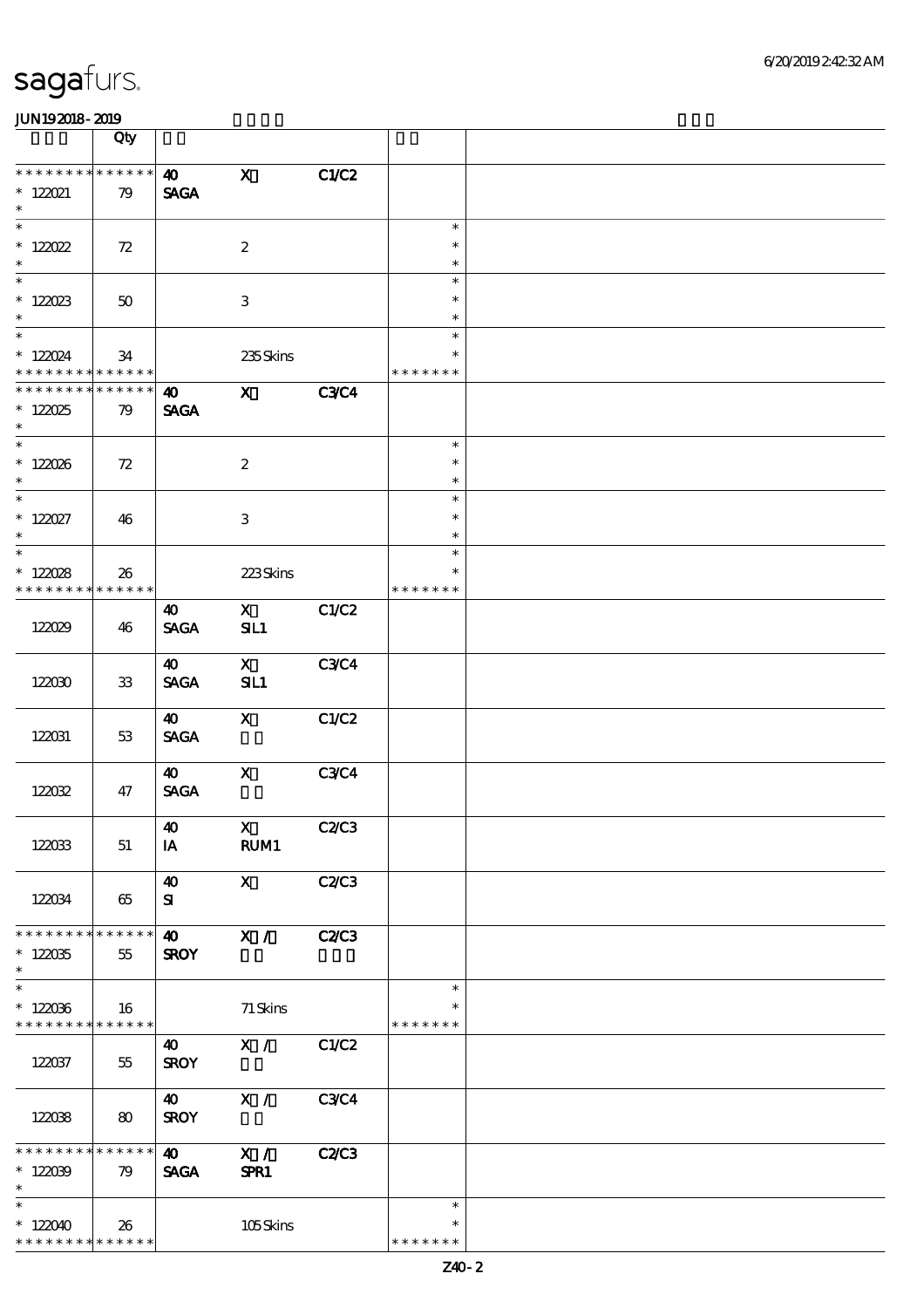| | Qty | | | | | |
|---|---|---|---|---|---|---|
| * * * * * * * * * * * * * * <br> * 122021 <br> * | 79 | 40 <br> SAGA | X | C1/C2 | | |
| * <br> * 122022 <br> * | 72 | | 2 | | * <br> * <br> * | |
| * <br> * 122023 <br> * | 50 | | 3 | | * <br> * <br> * | |
| * <br> * 122024 <br> * * * * * * * * * * * * * * | 34 | | 235 Skins | | * <br> * <br> * * * * * * * | |
| * * * * * * * * * * * * * * <br> * 122025 <br> * | 79 | 40 <br> SAGA | X | C3/C4 | | |
| * <br> * 122026 <br> * | 72 | | 2 | | * <br> * <br> * | |
| * <br> * 122027 <br> * | 46 | | 3 | | * <br> * <br> * | |
| * <br> * 122028 <br> * * * * * * * * * * * * * * | 26 | | 223 Skins | | * <br> * <br> * * * * * * * | |
| 122029 | 46 | 40 <br> SAGA | X <br> SIL1 | C1/C2 | | |
| 122030 | 33 | 40 <br> SAGA | X <br> SIL1 | C3/C4 | | |
| 122031 | 53 | 40 <br> SAGA | X | C1/C2 | | |
| 122032 | 47 | 40 <br> SAGA | X | C3/C4 | | |
| 122033 | 51 | 40 <br> IA | X <br> RUM1 | C2/C3 | | |
| 122034 | 65 | 40 <br> SI | X | C2/C3 | | |
| * * * * * * * * * * * * * * <br> * 122035 <br> * | 55 | 40 <br> SROY | X / | C2/C3 | | |
| * <br> * 122036 <br> * * * * * * * * * * * * * * | 16 | | 71 Skins | | * <br> * <br> * * * * * * * | |
| 122037 | 55 | 40 <br> SROY | X / | C1/C2 | | |
| 122038 | 80 | 40 <br> SROY | X / | C3/C4 | | |
| * * * * * * * * * * * * * * <br> * 122039 <br> * | 79 | 40 <br> SAGA | X / <br> SPR1 | C2/C3 | | |
| * <br> * 122040 <br> * * * * * * * * * * * * * * | 26 | | 105 Skins | | * <br> * <br> * * * * * * * | |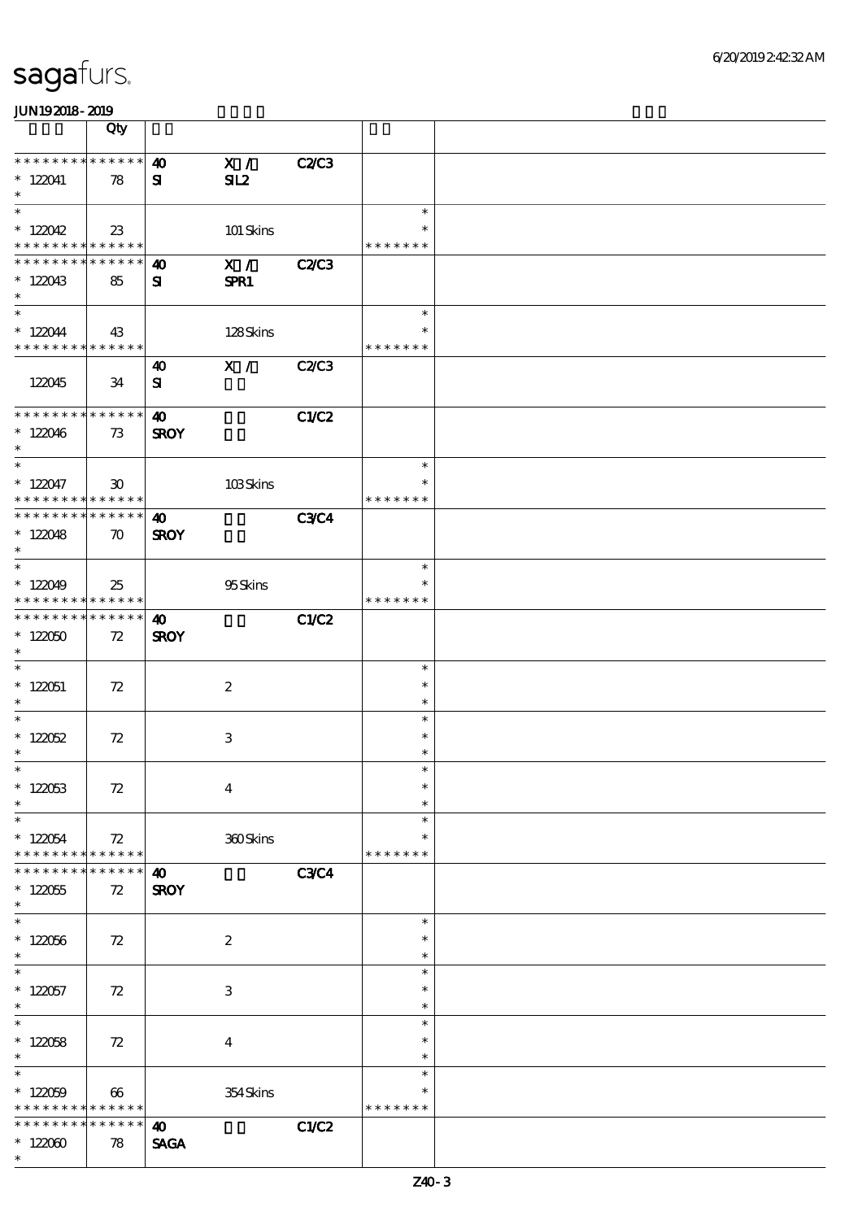| | Qty | | | | | |
|---|---|---|---|---|---|---|
| * * * * * * * * * * * * * *<br>* 122041<br>* | 78 | 40<br>SI | X /<br>SIL2 | C2/C3 | | |
| *<br>* 122042<br>* * * * * * * * * * * * * * | 23 | | 101 Skins | | *<br>*<br>* * * * * * * | |
| * * * * * * * * * * * * * *<br>* 122043<br>* | 85 | 40<br>SI | X /<br>SPR1 | C2/C3 | | |
| *<br>* 122044<br>* * * * * * * * * * * * * * | 43 | | 128 Skins | | *<br>*<br>* * * * * * * | |
| 122045 | 34 | 40<br>SI | X / | C2/C3 | | |
| * * * * * * * * * * * * * *<br>* 122046<br>* | 73 | 40<br>SROY | | C1/C2 | | |
| *<br>* 122047<br>* * * * * * * * * * * * * * | 30 | | 103 Skins | | *<br>*<br>* * * * * * * | |
| * * * * * * * * * * * * * *<br>* 122048<br>* | 70 | 40<br>SROY | | C3/C4 | | |
| *<br>* 122049<br>* * * * * * * * * * * * * * | 25 | | 95 Skins | | *<br>*<br>* * * * * * * | |
| * * * * * * * * * * * * * *<br>* 122050<br>* | 72 | 40<br>SROY | | C1/C2 | | |
| *<br>* 122051<br>* | 72 | | 2 | | *<br>*<br>* | |
| *<br>* 122052<br>* | 72 | | 3 | | *<br>*<br>* | |
| *<br>* 122053<br>* | 72 | | 4 | | *<br>*<br>* | |
| *<br>* 122054<br>* * * * * * * * * * * * * * | 72 | | 360 Skins | | *<br>*<br>* * * * * * * | |
| * * * * * * * * * * * * * *<br>* 122055<br>* | 72 | 40<br>SROY | | C3/C4 | | |
| *<br>* 122056<br>* | 72 | | 2 | | *<br>*<br>* | |
| *<br>* 122057<br>* | 72 | | 3 | | *<br>*<br>* | |
| *<br>* 122058<br>* | 72 | | 4 | | *<br>*<br>* | |
| *<br>* 122059<br>* * * * * * * * * * * * * * | 66 | | 354 Skins | | *<br>*<br>* * * * * * * | |
| * * * * * * * * * * * * * *<br>* 122060<br>* | 78 | 40<br>SAGA | | C1/C2 | | |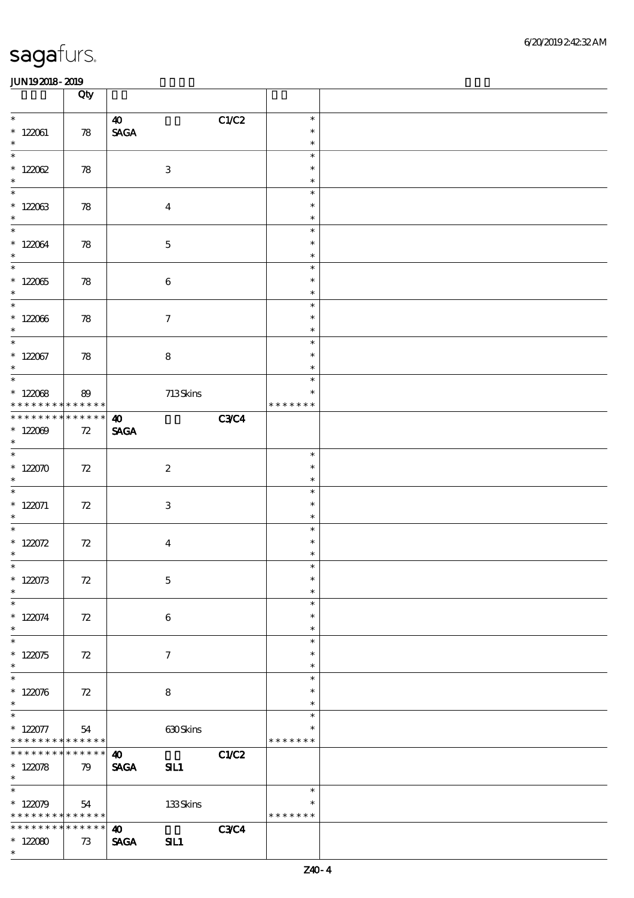sagafurs.

JUN19 2018 - 2019

| | Qty | | | | |
|---|---|---|---|---|---|
| * <br> * 122061 <br> * | 78 | 40 <br> SAGA | C1/C2 | * <br> * <br> * | |
| * <br> * 122062 <br> * | 78 | 3 | | * <br> * <br> * | |
| * <br> * 122063 <br> * | 78 | 4 | | * <br> * <br> * | |
| * <br> * 122064 <br> * | 78 | 5 | | * <br> * <br> * | |
| * <br> * 122065 <br> * | 78 | 6 | | * <br> * <br> * | |
| * <br> * 122066 <br> * | 78 | 7 | | * <br> * <br> * | |
| * <br> * 122067 <br> * | 78 | 8 | | * <br> * <br> * | |
| * <br> * 122068 <br> * * * * * * * * * * * * * * | 89 | 713 Skins | | * <br> * <br> * * * * * * * | |
| * * * * * * * * * * * * * * <br> * 122069 <br> * | 72 | 40 <br> SAGA | C3/C4 | | |
| * <br> * 122070 <br> * | 72 | 2 | | * <br> * <br> * | |
| * <br> * 122071 <br> * | 72 | 3 | | * <br> * <br> * | |
| * <br> * 122072 <br> * | 72 | 4 | | * <br> * <br> * | |
| * <br> * 122073 <br> * | 72 | 5 | | * <br> * <br> * | |
| * <br> * 122074 <br> * | 72 | 6 | | * <br> * <br> * | |
| * <br> * 122075 <br> * | 72 | 7 | | * <br> * <br> * | |
| * <br> * 122076 <br> * | 72 | 8 | | * <br> * <br> * | |
| * <br> * 122077 <br> * * * * * * * * * * * * * * | 54 | 630 Skins | | * <br> * <br> * * * * * * * | |
| * * * * * * * * * * * * * * <br> * 122078 <br> * | 79 | 40 <br> SAGA SIL1 | C1/C2 | | |
| * <br> * 122079 <br> * * * * * * * * * * * * * * | 54 | 133 Skins | | * <br> * <br> * * * * * * * | |
| * * * * * * * * * * * * * * <br> * 122080 <br> * | 73 | 40 <br> SAGA SIL1 | C3/C4 | | |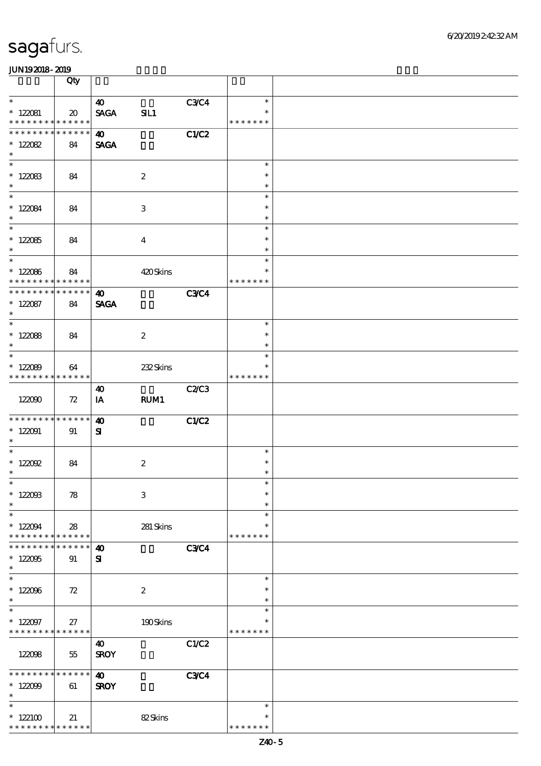# sagafurs.

JUN19 2018 - 2019

| | Qty | | | | | |
|---|---|---|---|---|---|---|
| * <br> * 122081 <br> * * * * * * * * * * * * * * | 20 | 40 <br> SAGA | <br> SIL1 | C3/C4 | * <br> * <br> * * * * * * * | |
| * * * * * * * * * * * * * * <br> * 122082 <br> * | 84 | 40 <br> SAGA | | C1/C2 | | |
| * <br> * 122083 <br> * | 84 | | 2 | | * <br> * <br> * | |
| * <br> * 122084 <br> * | 84 | | 3 | | * <br> * <br> * | |
| * <br> * 122085 <br> * | 84 | | 4 | | * <br> * <br> * | |
| * <br> * 122086 <br> * * * * * * * * * * * * * * | 84 | | 420 Skins | | * <br> * <br> * * * * * * * | |
| * * * * * * * * * * * * * * <br> * 122087 <br> * | 84 | 40 <br> SAGA | | C3/C4 | | |
| * <br> * 122088 <br> * | 84 | | 2 | | * <br> * <br> * | |
| * <br> * 122089 <br> * * * * * * * * * * * * * * | 64 | | 232 Skins | | * <br> * <br> * * * * * * * | |
| 122090 | 72 | 40 <br> IA | <br> RUM1 | C2/C3 | | |
| * * * * * * * * * * * * * * <br> * 122091 <br> * | 91 | 40 <br> SI | | C1/C2 | | |
| * <br> * 122092 <br> * | 84 | | 2 | | * <br> * <br> * | |
| * <br> * 122093 <br> * | 78 | | 3 | | * <br> * <br> * | |
| * <br> * 122094 <br> * * * * * * * * * * * * * * | 28 | | 281 Skins | | * <br> * <br> * * * * * * * | |
| * * * * * * * * * * * * * * <br> * 122095 <br> * | 91 | 40 <br> SI | | C3/C4 | | |
| * <br> * 122096 <br> * | 72 | | 2 | | * <br> * <br> * | |
| * <br> * 122097 <br> * * * * * * * * * * * * * * | 27 | | 190 Skins | | * <br> * <br> * * * * * * * | |
| 122098 | 55 | 40 <br> SROY | | C1/C2 | | |
| * * * * * * * * * * * * * * <br> * 122099 <br> * | 61 | 40 <br> SROY | | C3/C4 | | |
| * <br> * 122100 <br> * * * * * * * * * * * * * * | 21 | | 82 Skins | | * <br> * <br> * * * * * * * | |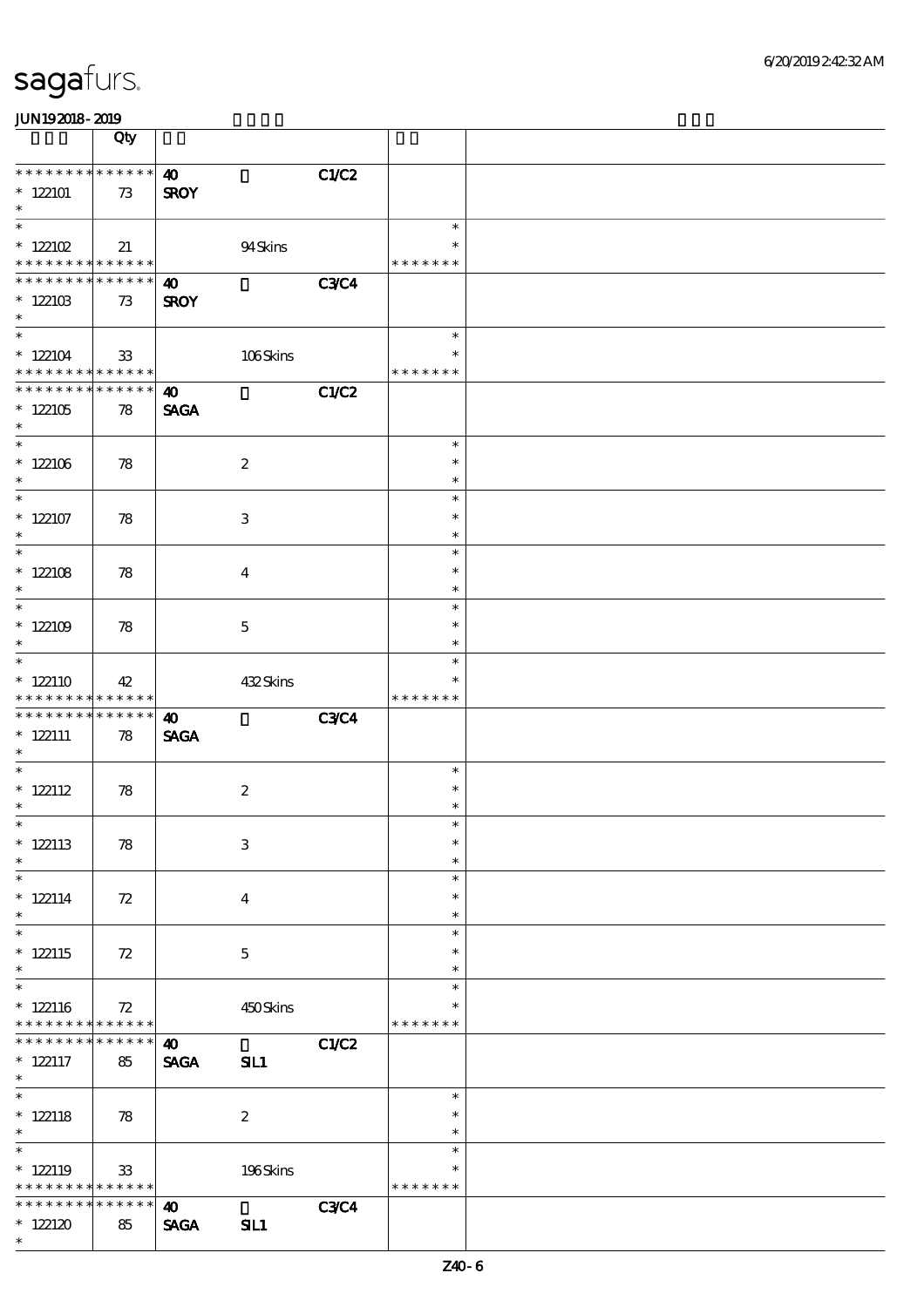| | Qty | | | | | |
|---|---|---|---|---|---|---|
| * * * * * * * * * * * * * * | | 40 | | C1/C2 | | |
| * 122101 | 73 | SROY | | | | |
| * | | | | | | |
| * | | | | | * | |
| * 122102 | 21 | | 94 Skins | | * | |
| * * * * * * * * * * * * * * | | | | | * * * * * * * | |
| * * * * * * * * * * * * * * | | 40 | | C3/C4 | | |
| * 122103 | 73 | SROY | | | | |
| * | | | | | | |
| * | | | | | * | |
| * 122104 | 33 | | 106 Skins | | * | |
| * * * * * * * * * * * * * * | | | | | * * * * * * * | |
| * * * * * * * * * * * * * * | | 40 | | C1/C2 | | |
| * 122105 | 78 | SAGA | | | | |
| * | | | | | | |
| * | | | | | * | |
| * 122106 | 78 | | 2 | | * | |
| * | | | | | * | |
| * | | | | | * | |
| * 122107 | 78 | | 3 | | * | |
| * | | | | | * | |
| * | | | | | * | |
| * 122108 | 78 | | 4 | | * | |
| * | | | | | * | |
| * | | | | | * | |
| * 122109 | 78 | | 5 | | * | |
| * | | | | | * | |
| * | | | | | * | |
| * 122110 | 42 | | 432 Skins | | * | |
| * * * * * * * * * * * * * * | | | | | * * * * * * * | |
| * * * * * * * * * * * * * * | | 40 | | C3/C4 | | |
| * 122111 | 78 | SAGA | | | | |
| * | | | | | | |
| * | | | | | * | |
| * 122112 | 78 | | 2 | | * | |
| * | | | | | * | |
| * | | | | | * | |
| * 122113 | 78 | | 3 | | * | |
| * | | | | | * | |
| * | | | | | * | |
| * 122114 | 72 | | 4 | | * | |
| * | | | | | * | |
| * | | | | | * | |
| * 122115 | 72 | | 5 | | * | |
| * | | | | | * | |
| * | | | | | * | |
| * 122116 | 72 | | 450 Skins | | * | |
| * * * * * * * * * * * * * * | | | | | * * * * * * * | |
| * * * * * * * * * * * * * * | | 40 | | C1/C2 | | |
| * 122117 | 85 | SAGA | SIL1 | | | |
| * | | | | | | |
| * | | | | | * | |
| * 122118 | 78 | | 2 | | * | |
| * | | | | | * | |
| * | | | | | * | |
| * 122119 | 33 | | 196 Skins | | * | |
| * * * * * * * * * * * * * * | | | | | * * * * * * * | |
| * * * * * * * * * * * * * * | | 40 | | C3/C4 | | |
| * 122120 | 85 | SAGA | SIL1 | | | |
| * | | | | | | |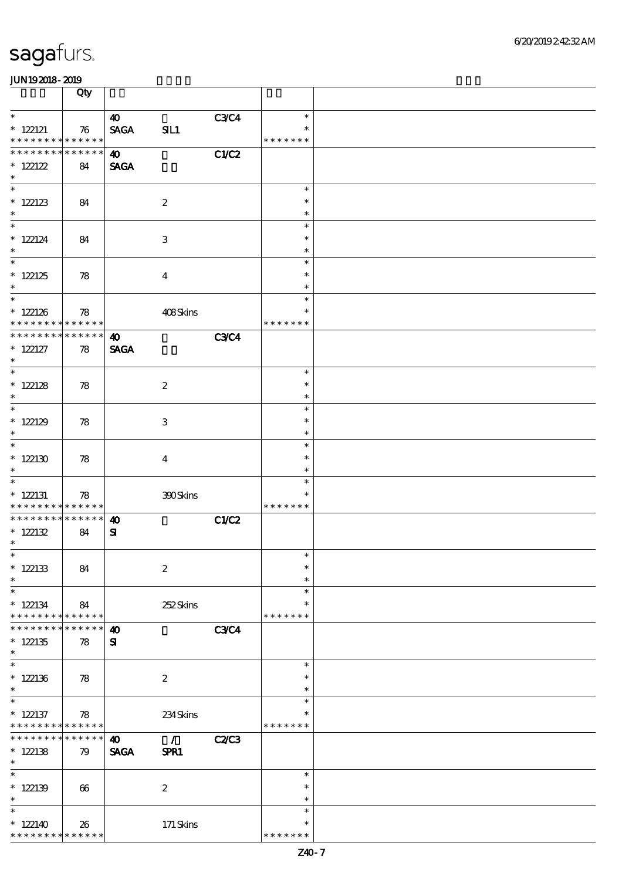# sagafurs.

JUN19 2018 - 2019

| | Qty | | | | | |
|---|---|---|---|---|---|---|
| * <br> * 122121 <br> * * * * * * * * * * * * * * | 76 | 40 <br> SAGA | SIL1 | C3/C4 | * <br> * <br> * * * * * * * | |
| * * * * * * * * * * * * * * <br> * 122122 <br> * | 84 | 40 <br> SAGA | | C1/C2 | | |
| * <br> * 122123 <br> * | 84 | | 2 | | * <br> * <br> * | |
| * <br> * 122124 <br> * | 84 | | 3 | | * <br> * <br> * | |
| * <br> * 122125 <br> * | 78 | | 4 | | * <br> * <br> * | |
| * <br> * 122126 <br> * * * * * * * * * * * * * * | 78 | | 408 Skins | | * <br> * <br> * * * * * * * | |
| * * * * * * * * * * * * * * <br> * 122127 <br> * | 78 | 40 <br> SAGA | | C3/C4 | | |
| * <br> * 122128 <br> * | 78 | | 2 | | * <br> * <br> * | |
| * <br> * 122129 <br> * | 78 | | 3 | | * <br> * <br> * | |
| * <br> * 122130 <br> * | 78 | | 4 | | * <br> * <br> * | |
| * <br> * 122131 <br> * * * * * * * * * * * * * * | 78 | | 390 Skins | | * <br> * <br> * * * * * * * | |
| * * * * * * * * * * * * * * <br> * 122132 <br> * | 84 | 40 <br> SI | | C1/C2 | | |
| * <br> * 122133 <br> * | 84 | | 2 | | * <br> * <br> * | |
| * <br> * 122134 <br> * * * * * * * * * * * * * * | 84 | | 252 Skins | | * <br> * <br> * * * * * * * | |
| * * * * * * * * * * * * * * <br> * 122135 <br> * | 78 | 40 <br> SI | | C3/C4 | | |
| * <br> * 122136 <br> * | 78 | | 2 | | * <br> * <br> * | |
| * <br> * 122137 <br> * * * * * * * * * * * * * * | 78 | | 234 Skins | | * <br> * <br> * * * * * * * | |
| * * * * * * * * * * * * * * <br> * 122138 <br> * | 79 | 40 <br> SAGA | / <br> SPR1 | C2/C3 | | |
| * <br> * 122139 <br> * | 66 | | 2 | | * <br> * <br> * | |
| * <br> * 122140 <br> * * * * * * * * * * * * * * | 26 | | 171 Skins | | * <br> * <br> * * * * * * * | |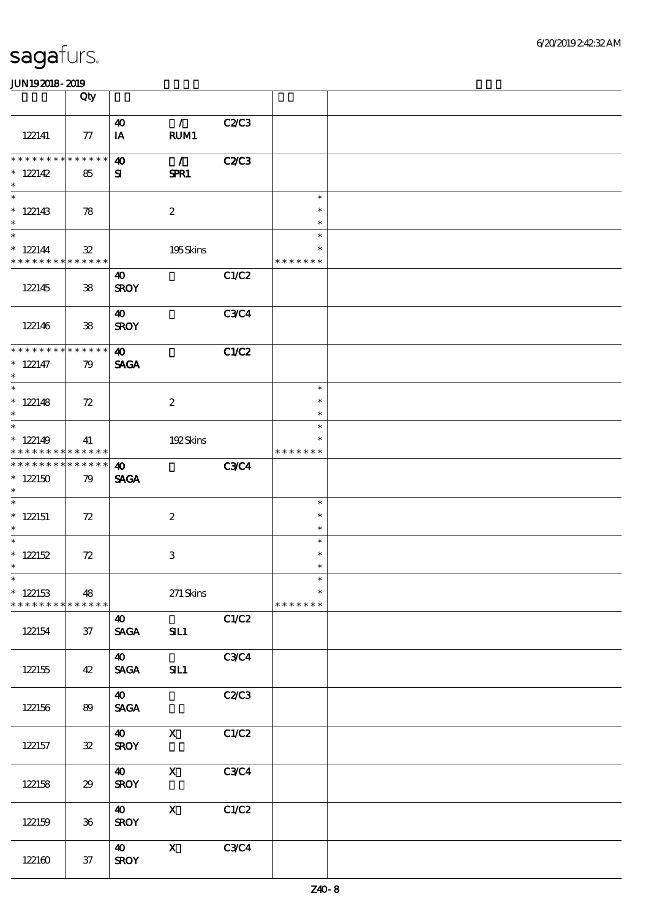| | Qty | | | | | |
|---|---|---|---|---|---|---|
| 122141 | 77 | 40 IA | / RUM1 | C2/C3 | | |
| * * * * * * * * * * * * * * 122142 * | 85 | 40 SI | / SPR1 | C2/C3 | | |
| * * 122143 * | 78 | | 2 | | * * * | |
| * * 122144 * * * * * * * * * * * * * | 32 | | 195 Skins | | * * * * * * * * | |
| 122145 | 38 | 40 SROY | | C1/C2 | | |
| 122146 | 38 | 40 SROY | | C3/C4 | | |
| * * * * * * * * * * * * * * 122147 * | 79 | 40 SAGA | | C1/C2 | | |
| * * 122148 * | 72 | | 2 | | * * * | |
| * * 122149 * * * * * * * * * * * * * | 41 | | 192 Skins | | * * * * * * * * | |
| * * * * * * * * * * * * * * 122150 * | 79 | 40 SAGA | | C3/C4 | | |
| * * 122151 * | 72 | | 2 | | * * * | |
| * * 122152 * | 72 | | 3 | | * * * | |
| * * 122153 * * * * * * * * * * * * * | 48 | | 271 Skins | | * * * * * * * * | |
| 122154 | 37 | 40 SAGA | SIL1 | C1/C2 | | |
| 122155 | 42 | 40 SAGA | SIL1 | C3/C4 | | |
| 122156 | 89 | 40 SAGA | | C2/C3 | | |
| 122157 | 32 | 40 SROY | X | C1/C2 | | |
| 122158 | 29 | 40 SROY | X | C3/C4 | | |
| 122159 | 36 | 40 SROY | X | C1/C2 | | |
| 122160 | 37 | 40 SROY | X | C3/C4 | | |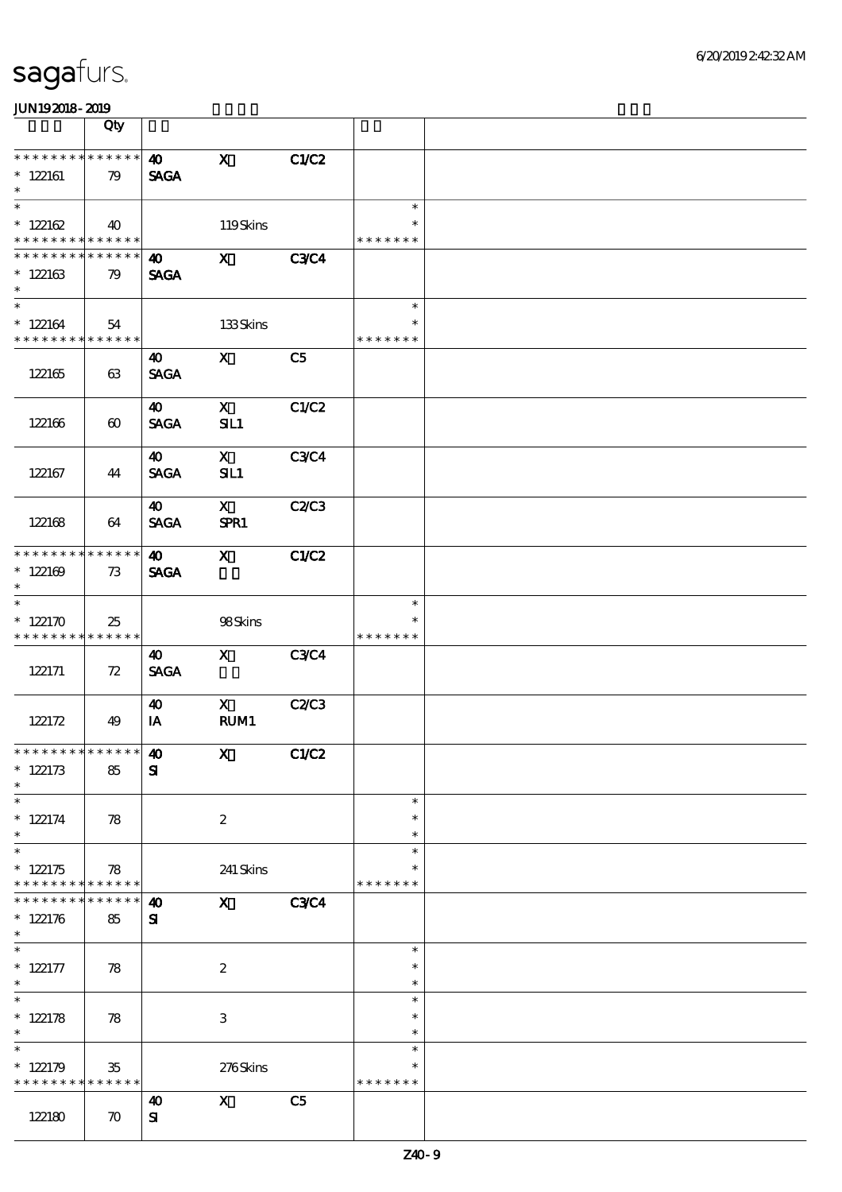**sagafurs.**

JUN19 2018 - 2019

| | Qty | | | | | |
|---|---|---|---|---|---|---|
| * * * * * * * * * * * * * * | **40** | **X** | **C1/C2** | | | |
| * 122161 | 79 | **SAGA** | | | | |
| * | | | | | | |
| * 122162 | 40 | | 119 Skins | | * * * * * * * | |
| * * * * * * * * * * * * * * | **40** | **X** | **C3/C4** | | | |
| * 122163 | 79 | **SAGA** | | | | |
| * | | | | | | |
| * 122164 | 54 | | 133 Skins | | * * * * * * * | |
| 122165 | 63 | **40** **SAGA** | **X** | **C5** | | |
| 122166 | 60 | **40** **SAGA** | **X** **SIL1** | **C1/C2** | | |
| 122167 | 44 | **40** **SAGA** | **X** **SIL1** | **C3/C4** | | |
| 122168 | 64 | **40** **SAGA** | **X** **SPR1** | **C2/C3** | | |
| * * * * * * * * * * * * * * | **40** | **X** | **C1/C2** | | | |
| * 122169 | 73 | **SAGA** | | | | |
| * | | | | | | |
| * 122170 | 25 | | 98 Skins | | * * * * * * * | |
| 122171 | 72 | **40** **SAGA** | **X** | **C3/C4** | | |
| 122172 | 49 | **40** **IA** | **X** **RUM1** | **C2/C3** | | |
| * * * * * * * * * * * * * * | **40** | **X** | **C1/C2** | | | |
| * 122173 | 85 | **SI** | | | | |
| * 122174 | 78 | | 2 | | | |
| * 122175 | 78 | | 241 Skins | | * * * * * * * | |
| * * * * * * * * * * * * * * | **40** | **X** | **C3/C4** | | | |
| * 122176 | 85 | **SI** | | | | |
| * 122177 | 78 | | 2 | | | |
| * 122178 | 78 | | 3 | | | |
| * 122179 | 35 | | 276 Skins | | * * * * * * * | |
| 122180 | 70 | **40** **SI** | **X** | **C5** | | |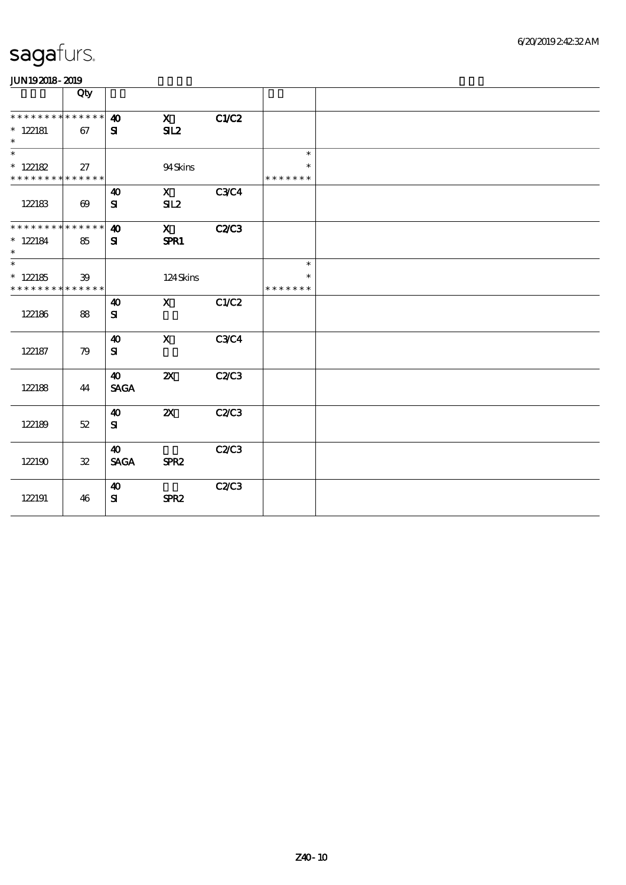# sagafurs.

JUN19 2018 - 2019

| | Qty | | | | | |
|---|---|---|---|---|---|---|
| * * * * * * * * * * * * * *<br>* 122181<br>* | 67 | 40<br>SI | X<br>SIL2 | C1/C2 | | |
| *<br>* 122182<br>* * * * * * * * * * * * * * | 27 | | 94 Skins | | *<br>*<br>* * * * * * * | |
| 122183 | 69 | 40<br>SI | X<br>SIL2 | C3/C4 | | |
| * * * * * * * * * * * * * *<br>* 122184<br>* | 85 | 40<br>SI | X<br>SPR1 | C2/C3 | | |
| *<br>* 122185<br>* * * * * * * * * * * * * * | 39 | | 124 Skins | | *<br>*<br>* * * * * * * | |
| 122186 | 88 | 40<br>SI | X | C1/C2 | | |
| 122187 | 79 | 40<br>SI | X | C3/C4 | | |
| 122188 | 44 | 40<br>SAGA | 2X | C2/C3 | | |
| 122189 | 52 | 40<br>SI | 2X | C2/C3 | | |
| 122190 | 32 | 40<br>SAGA | SPR2 | C2/C3 | | |
| 122191 | 46 | 40<br>SI | SPR2 | C2/C3 | | |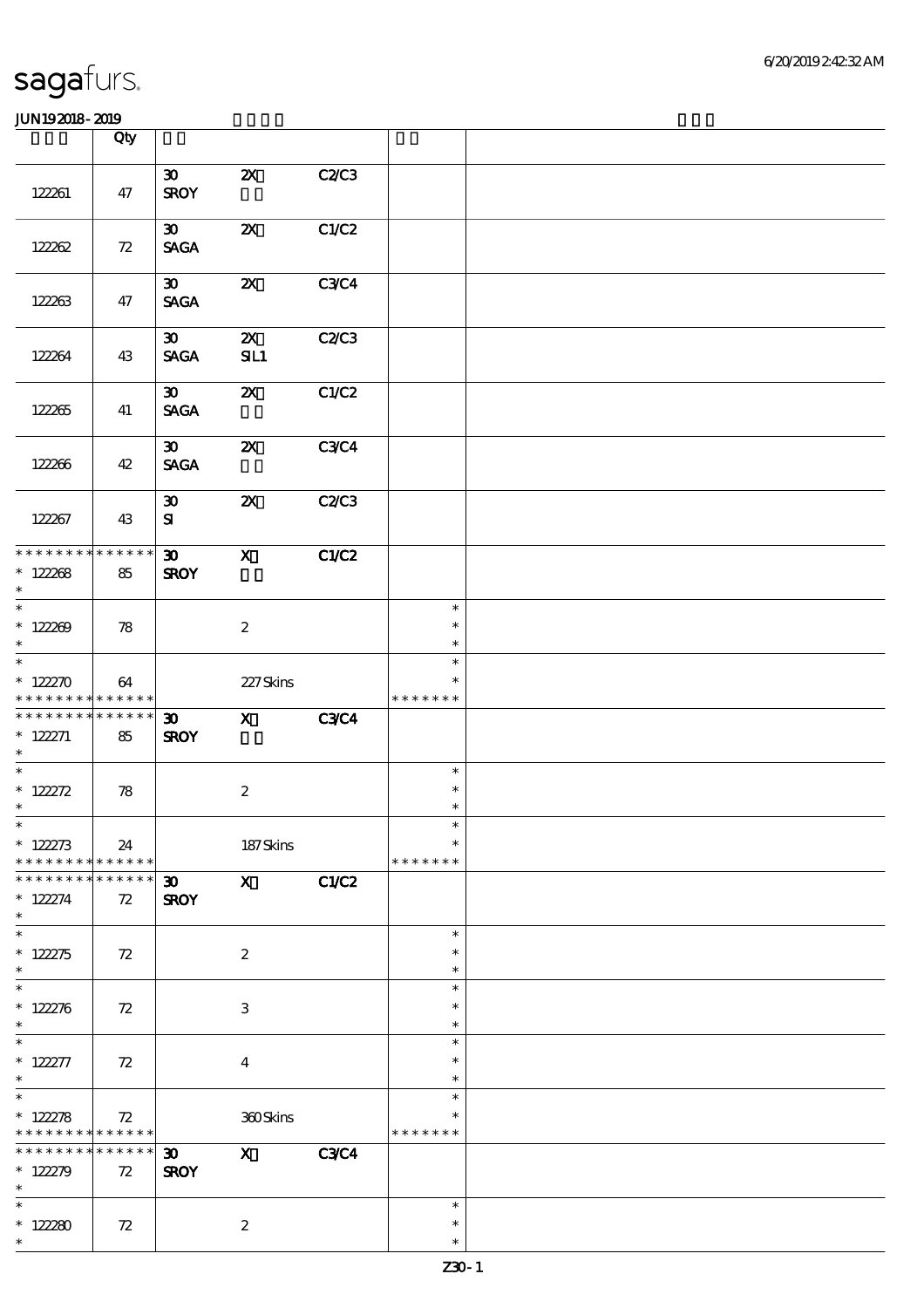# sagafurs.

JUN192018 - 2019

| | Qty | | | | | |
|---|---|---|---|---|---|---|
| 122261 | 47 | 30 SROY | 2X | C2/C3 | | |
| 122262 | 72 | 30 SAGA | 2X | C1/C2 | | |
| 122263 | 47 | 30 SAGA | 2X | C3/C4 | | |
| 122264 | 43 | 30 SAGA | 2X SIL1 | C2/C3 | | |
| 122265 | 41 | 30 SAGA | 2X | C1/C2 | | |
| 122266 | 42 | 30 SAGA | 2X | C3/C4 | | |
| 122267 | 43 | 30 SI | 2X | C2/C3 | | |
| * * * * * * * * * * * * * * * 122268 * | 85 | 30 SROY | X | C1/C2 | | |
| * * 122269 * | 78 | | 2 | | * * * | |
| * * 122270 * * * * * * * * * * * * * * | 64 | | 227 Skins | | * * * * * * * * | |
| * * * * * * * * * * * * * * * 122271 * | 85 | 30 SROY | X | C3/C4 | | |
| * * 122272 * | 78 | | 2 | | * * * | |
| * * 122273 * * * * * * * * * * * * * * | 24 | | 187 Skins | | * * * * * * * * | |
| * * * * * * * * * * * * * * * 122274 * | 72 | 30 SROY | X | C1/C2 | | |
| * * 122275 * | 72 | | 2 | | * * * | |
| * * 122276 * | 72 | | 3 | | * * * | |
| * * 122277 * | 72 | | 4 | | * * * | |
| * * 122278 * * * * * * * * * * * * * * | 72 | | 360 Skins | | * * * * * * * * | |
| * * * * * * * * * * * * * * * 122279 * | 72 | 30 SROY | X | C3/C4 | | |
| * * 122280 * | 72 | | 2 | | * * * | |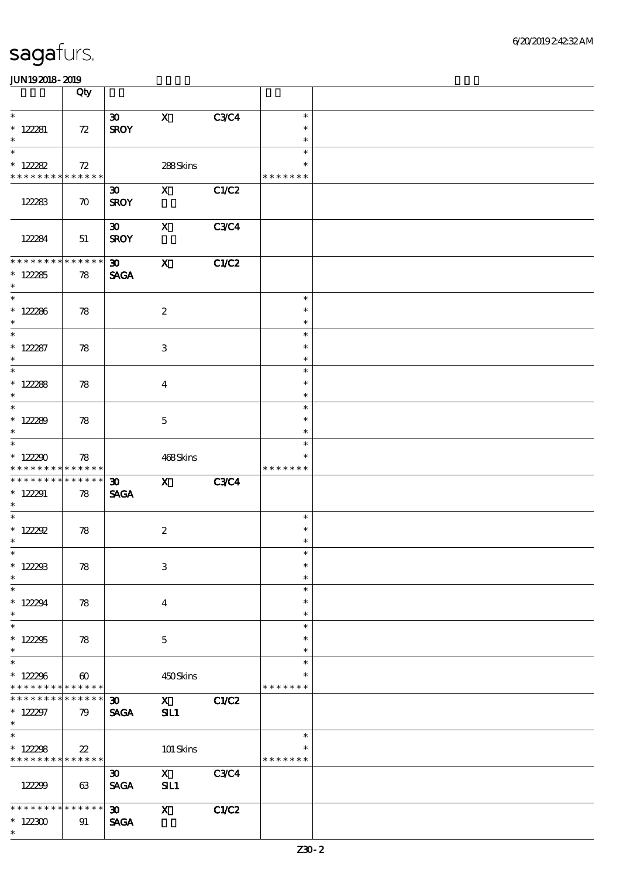sagafurs.

JUN19 2018 - 2019

| | Qty | | | | | |
|---|---|---|---|---|---|---|
| * <br> * 122281 <br> * | 72 | 30 <br> SROY | X | C3/C4 | * <br> * <br> * | |
| * <br> * 122282 <br> * * * * * * * * * * * * * * | 72 | | 288 Skins | | * <br> * <br> * * * * * * * | |
| 122283 | 70 | 30 <br> SROY | X | C1/C2 | | |
| 122284 | 51 | 30 <br> SROY | X | C3/C4 | | |
| * * * * * * * * * * * * * * <br> * 122285 <br> * | 78 | 30 <br> SAGA | X | C1/C2 | | |
| * <br> * 122286 <br> * | 78 | | 2 | | * <br> * <br> * | |
| * <br> * 122287 <br> * | 78 | | 3 | | * <br> * <br> * | |
| * <br> * 122288 <br> * | 78 | | 4 | | * <br> * <br> * | |
| * <br> * 122289 <br> * | 78 | | 5 | | * <br> * <br> * | |
| * <br> * 122290 <br> * * * * * * * * * * * * * * | 78 | | 468 Skins | | * <br> * <br> * * * * * * * | |
| * * * * * * * * * * * * * * <br> * 122291 <br> * | 78 | 30 <br> SAGA | X | C3/C4 | | |
| * <br> * 122292 <br> * | 78 | | 2 | | * <br> * <br> * | |
| * <br> * 122293 <br> * | 78 | | 3 | | * <br> * <br> * | |
| * <br> * 122294 <br> * | 78 | | 4 | | * <br> * <br> * | |
| * <br> * 122295 <br> * | 78 | | 5 | | * <br> * <br> * | |
| * <br> * 122296 <br> * * * * * * * * * * * * * * | 60 | | 450 Skins | | * <br> * <br> * * * * * * * | |
| * * * * * * * * * * * * * * <br> * 122297 <br> * | 79 | 30 <br> SAGA | X <br> SIL1 | C1/C2 | | |
| * <br> * 122298 <br> * * * * * * * * * * * * * * | 22 | | 101 Skins | | * <br> * <br> * * * * * * * | |
| 122299 | 63 | 30 <br> SAGA | X <br> SIL1 | C3/C4 | | |
| * * * * * * * * * * * * * * <br> * 122300 <br> * | 91 | 30 <br> SAGA | X | C1/C2 | | |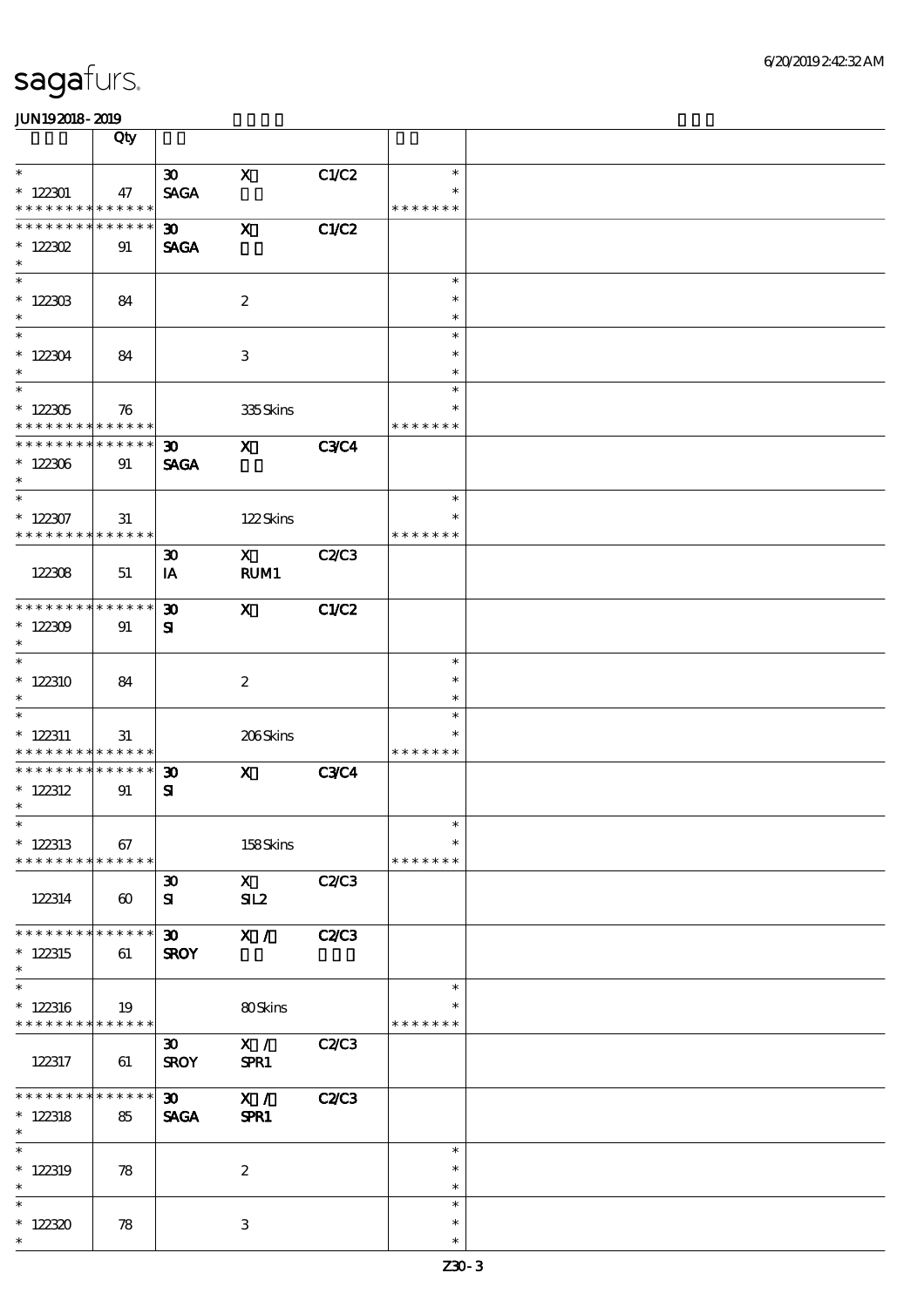sagafurs.

JUN19 2018 - 2019

| | Qty | | | | | |
|---|---|---|---|---|---|---|
| * | | 30 | X | C1/C2 | * | |
| * 122301 | 47 | SAGA | | | * | |
| * * * * * * * * * * * * * * | | | | | * * * * * * * | |
| * * * * * * * * * * * * * * | | 30 | X | C1/C2 | | |
| * 122302 | 91 | SAGA | | | | |
| * | | | | | | |
| * | | | | | * | |
| * 122303 | 84 | | 2 | | * | |
| * | | | | | * | |
| * | | | | | * | |
| * 122304 | 84 | | 3 | | * | |
| * | | | | | * | |
| * | | | | | * | |
| * 122305 | 76 | | 335 Skins | | * | |
| * * * * * * * * * * * * * * | | | | | * * * * * * * | |
| * * * * * * * * * * * * * * | | 30 | X | C3/C4 | | |
| * 122306 | 91 | SAGA | | | | |
| * | | | | | | |
| * | | | | | * | |
| * 122307 | 31 | | 122 Skins | | * | |
| * * * * * * * * * * * * * * | | | | | * * * * * * * | |
| | | 30 | X | C2/C3 | | |
| 122308 | 51 | IA | RUM1 | | | |
| * * * * * * * * * * * * * * | | 30 | X | C1/C2 | | |
| * 122309 | 91 | SI | | | | |
| * | | | | | | |
| * | | | | | * | |
| * 122310 | 84 | | 2 | | * | |
| * | | | | | * | |
| * | | | | | * | |
| * 122311 | 31 | | 206 Skins | | * | |
| * * * * * * * * * * * * * * | | | | | * * * * * * * | |
| * * * * * * * * * * * * * * | | 30 | X | C3/C4 | | |
| * 122312 | 91 | SI | | | | |
| * | | | | | | |
| * | | | | | * | |
| * 122313 | 67 | | 158 Skins | | * | |
| * * * * * * * * * * * * * * | | | | | * * * * * * * | |
| | | 30 | X | C2/C3 | | |
| 122314 | 60 | SI | SIL2 | | | |
| * * * * * * * * * * * * * * | | 30 | X / | C2/C3 | | |
| * 122315 | 61 | SROY | | | | |
| * | | | | | | |
| * | | | | | * | |
| * 122316 | 19 | | 80 Skins | | * | |
| * * * * * * * * * * * * * * | | | | | * * * * * * * | |
| | | 30 | X / | C2/C3 | | |
| 122317 | 61 | SROY | SPR1 | | | |
| * * * * * * * * * * * * * * | | 30 | X / | C2/C3 | | |
| * 122318 | 85 | SAGA | SPR1 | | | |
| * | | | | | | |
| * | | | | | * | |
| * 122319 | 78 | | 2 | | * | |
| * | | | | | * | |
| * | | | | | * | |
| * 122320 | 78 | | 3 | | * | |
| * | | | | | * | |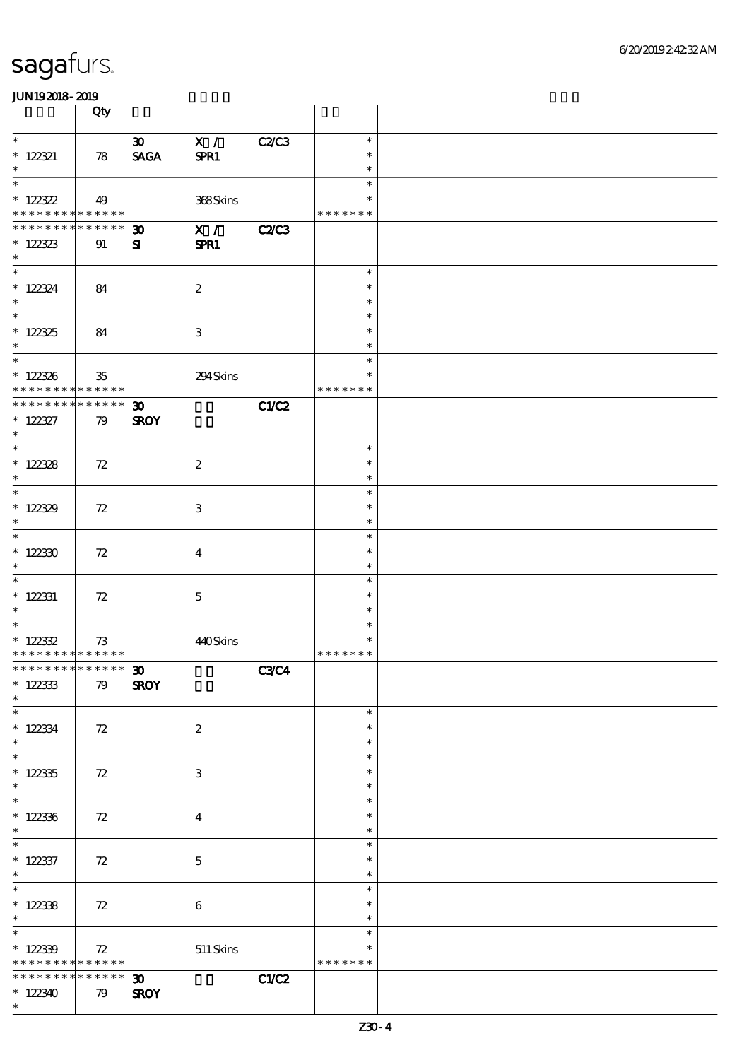| | Qty | | | | | |
|---|---|---|---|---|---|---|
| * 122321 * | 78 | 30 SAGA | X / SPR1 | C2/C3 | * * * | |
| * 122322 * * * * * * * * * * * * * * | 49 | | 368 Skins | | * * * * * * * * * | |
| * * * * * * * * * * * * * * 122323 * | 91 | 30 SI | X / SPR1 | C2/C3 | | |
| * 122324 * | 84 | | 2 | | * * * | |
| * 122325 * | 84 | | 3 | | * * * | |
| * 122326 * * * * * * * * * * * * * * | 35 | | 294 Skins | | * * * * * * * * * | |
| * * * * * * * * * * * * * * 122327 * | 79 | 30 SROY | | C1/C2 | | |
| * 122328 * | 72 | | 2 | | * * * | |
| * 122329 * | 72 | | 3 | | * * * | |
| * 122330 * | 72 | | 4 | | * * * | |
| * 122331 * | 72 | | 5 | | * * * | |
| * 122332 * * * * * * * * * * * * * * | 73 | | 440 Skins | | * * * * * * * * * | |
| * * * * * * * * * * * * * * 122333 * | 79 | 30 SROY | | C3/C4 | | |
| * 122334 * | 72 | | 2 | | * * * | |
| * 122335 * | 72 | | 3 | | * * * | |
| * 122336 * | 72 | | 4 | | * * * | |
| * 122337 * | 72 | | 5 | | * * * | |
| * 122338 * | 72 | | 6 | | * * * | |
| * 122339 * * * * * * * * * * * * * * | 72 | | 511 Skins | | * * * * * * * * * | |
| * * * * * * * * * * * * * * 122340 * | 79 | 30 SROY | | C1/C2 | | |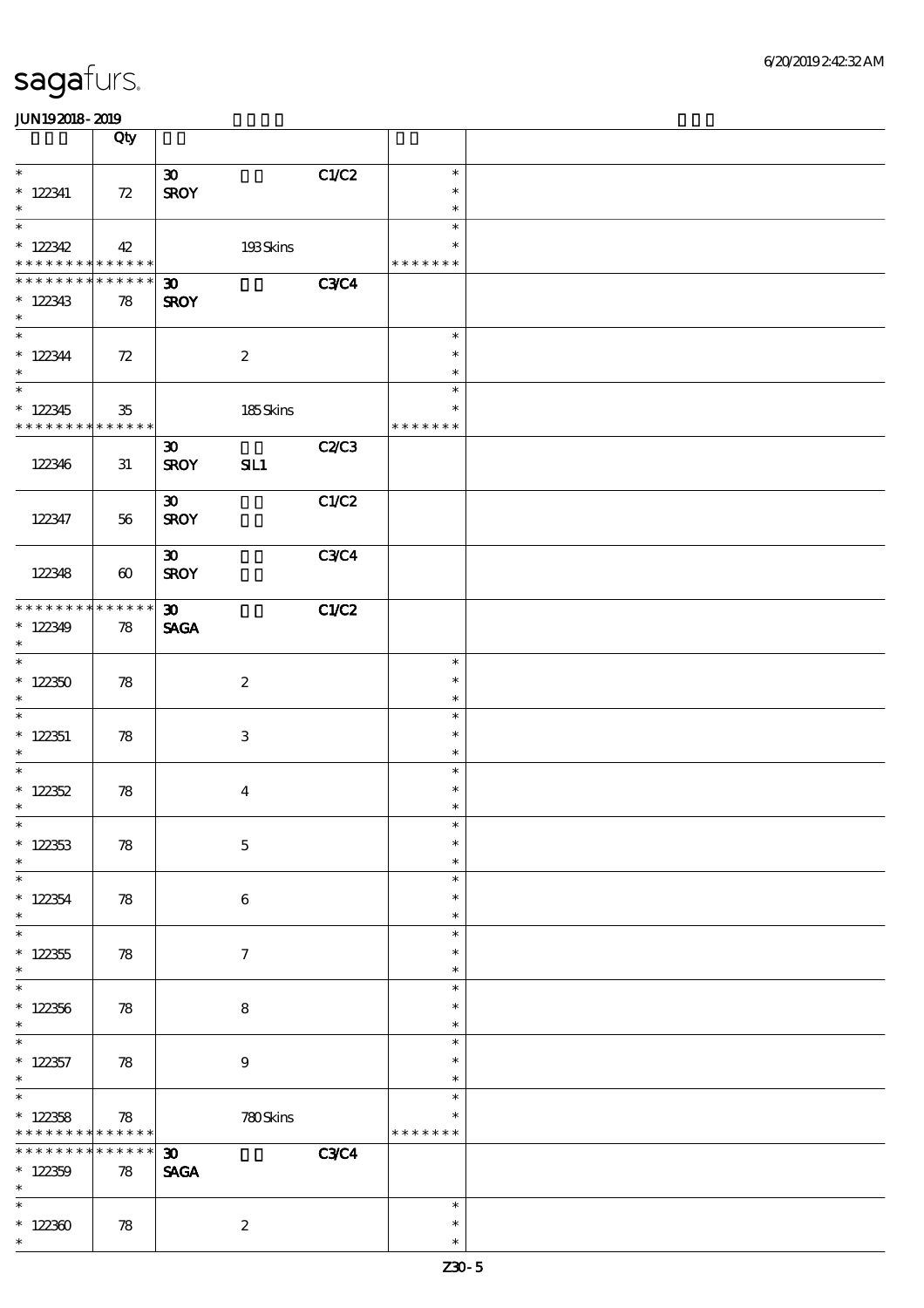| | Qty | | | | | |
|---|---|---|---|---|---|---|
| * 122341 * | 72 | 30 SROY | | C1/C2 | * * * | |
| * 122342 * * * * * * * * * * * * * * | 42 | | 193 Skins | | * * * * * * * * * | |
| * * * * * * * * * * * * * * 122343 * | 78 | 30 SROY | | C3/C4 | | |
| * 122344 * | 72 | | 2 | | * * * | |
| * 122345 * * * * * * * * * * * * * * | 35 | | 185 Skins | | * * * * * * * * * | |
| 122346 | 31 | 30 SROY | SIL1 | C2/C3 | | |
| 122347 | 56 | 30 SROY | | C1/C2 | | |
| 122348 | 60 | 30 SROY | | C3/C4 | | |
| * * * * * * * * * * * * * * 122349 * | 78 | 30 SAGA | | C1/C2 | | |
| * 122350 * | 78 | | 2 | | * * * | |
| * 122351 * | 78 | | 3 | | * * * | |
| * 122352 * | 78 | | 4 | | * * * | |
| * 122353 * | 78 | | 5 | | * * * | |
| * 122354 * | 78 | | 6 | | * * * | |
| * 122355 * | 78 | | 7 | | * * * | |
| * 122356 * | 78 | | 8 | | * * * | |
| * 122357 * | 78 | | 9 | | * * * | |
| * 122358 * * * * * * * * * * * * * * | 78 | | 780 Skins | | * * * * * * * * * | |
| * * * * * * * * * * * * * * 122359 * | 78 | 30 SAGA | | C3/C4 | | |
| * 122360 * | 78 | | 2 | | * * * | |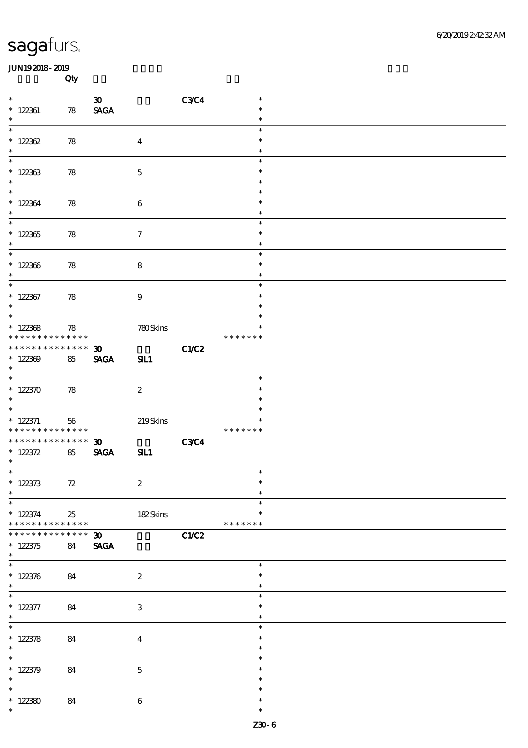| | Qty | | | | | |
|---|---|---|---|---|---|---|
| * 122361 * | 78 | 30 SAGA | | C3/C4 | * * * | |
| * 122362 * | 78 | | 4 | | * * * | |
| * 122363 * | 78 | | 5 | | * * * | |
| * 122364 * | 78 | | 6 | | * * * | |
| * 122365 * | 78 | | 7 | | * * * | |
| * 122366 * | 78 | | 8 | | * * * | |
| * 122367 * | 78 | | 9 | | * * * | |
| * 122368 * * * * * * * * * * * * * * | 78 | | 780 Skins | | * * * * * * * * | |
| * * * * * * * * * * * * * * 122369 * | 85 | 30 SAGA | SIL1 | C1/C2 | | |
| * 122370 * | 78 | | 2 | | * * * | |
| * 122371 * * * * * * * * * * * * * * | 56 | | 219 Skins | | * * * * * * * * | |
| * * * * * * * * * * * * * * 122372 * | 85 | 30 SAGA | SIL1 | C3/C4 | | |
| * 122373 * | 72 | | 2 | | * * * | |
| * 122374 * * * * * * * * * * * * * * | 25 | | 182 Skins | | * * * * * * * * | |
| * * * * * * * * * * * * * * 122375 * | 84 | 30 SAGA | | C1/C2 | | |
| * 122376 * | 84 | | 2 | | * * * | |
| * 122377 * | 84 | | 3 | | * * * | |
| * 122378 * | 84 | | 4 | | * * * | |
| * 122379 * | 84 | | 5 | | * * * | |
| * 122380 * | 84 | | 6 | | * * * | |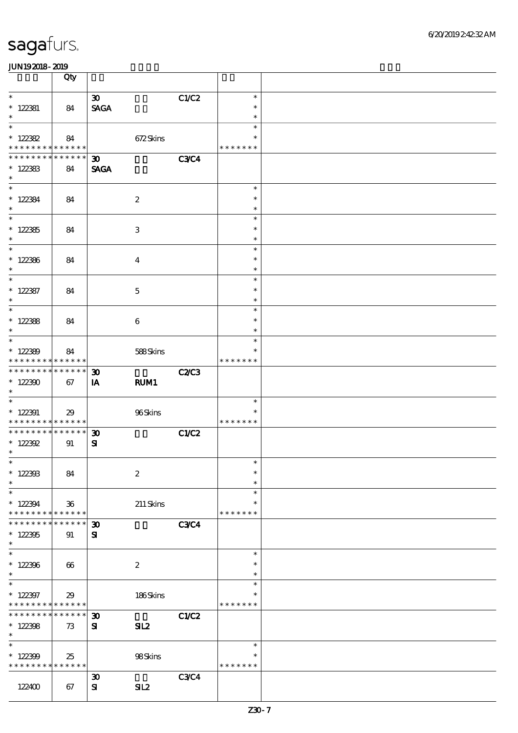# sagafurs.

JUN19 2018 - 2019

| | Qty | | | | | |
|---|---|---|---|---|---|---|
| * <br> * 122381 <br> * | 84 | 30 <br> SAGA | | C1/C2 | * <br> * <br> * | |
| * <br> * 122382 <br> * * * * * * * * * * * * * * | 84 | | 672 Skins | | * <br> * <br> * * * * * * * | |
| * * * * * * * * * * * * * * <br> * 122383 <br> * | 84 | 30 <br> SAGA | | C3/C4 | | |
| * <br> * 122384 <br> * | 84 | | 2 | | * <br> * <br> * | |
| * <br> * 122385 <br> * | 84 | | 3 | | * <br> * <br> * | |
| * <br> * 122386 <br> * | 84 | | 4 | | * <br> * <br> * | |
| * <br> * 122387 <br> * | 84 | | 5 | | * <br> * <br> * | |
| * <br> * 122388 <br> * | 84 | | 6 | | * <br> * <br> * | |
| * <br> * 122389 <br> * * * * * * * * * * * * * * | 84 | | 588 Skins | | * <br> * <br> * * * * * * * | |
| * * * * * * * * * * * * * * <br> * 122390 <br> * | 67 | 30 <br> IA | RUM1 | C2/C3 | | |
| * <br> * 122391 <br> * * * * * * * * * * * * * * | 29 | | 96 Skins | | * <br> * <br> * * * * * * * | |
| * * * * * * * * * * * * * * <br> * 122392 <br> * | 91 | 30 <br> SI | | C1/C2 | | |
| * <br> * 122393 <br> * | 84 | | 2 | | * <br> * <br> * | |
| * <br> * 122394 <br> * * * * * * * * * * * * * * | 36 | | 211 Skins | | * <br> * <br> * * * * * * * | |
| * * * * * * * * * * * * * * <br> * 122395 <br> * | 91 | 30 <br> SI | | C3/C4 | | |
| * <br> * 122396 <br> * | 66 | | 2 | | * <br> * <br> * | |
| * <br> * 122397 <br> * * * * * * * * * * * * * * | 29 | | 186 Skins | | * <br> * <br> * * * * * * * | |
| * * * * * * * * * * * * * * <br> * 122398 <br> * | 73 | 30 <br> SI | SIL2 | C1/C2 | | |
| * <br> * 122399 <br> * * * * * * * * * * * * * * | 25 | | 98 Skins | | * <br> * <br> * * * * * * * | |
| 122400 | 67 | 30 <br> SI | SIL2 | C3/C4 | | |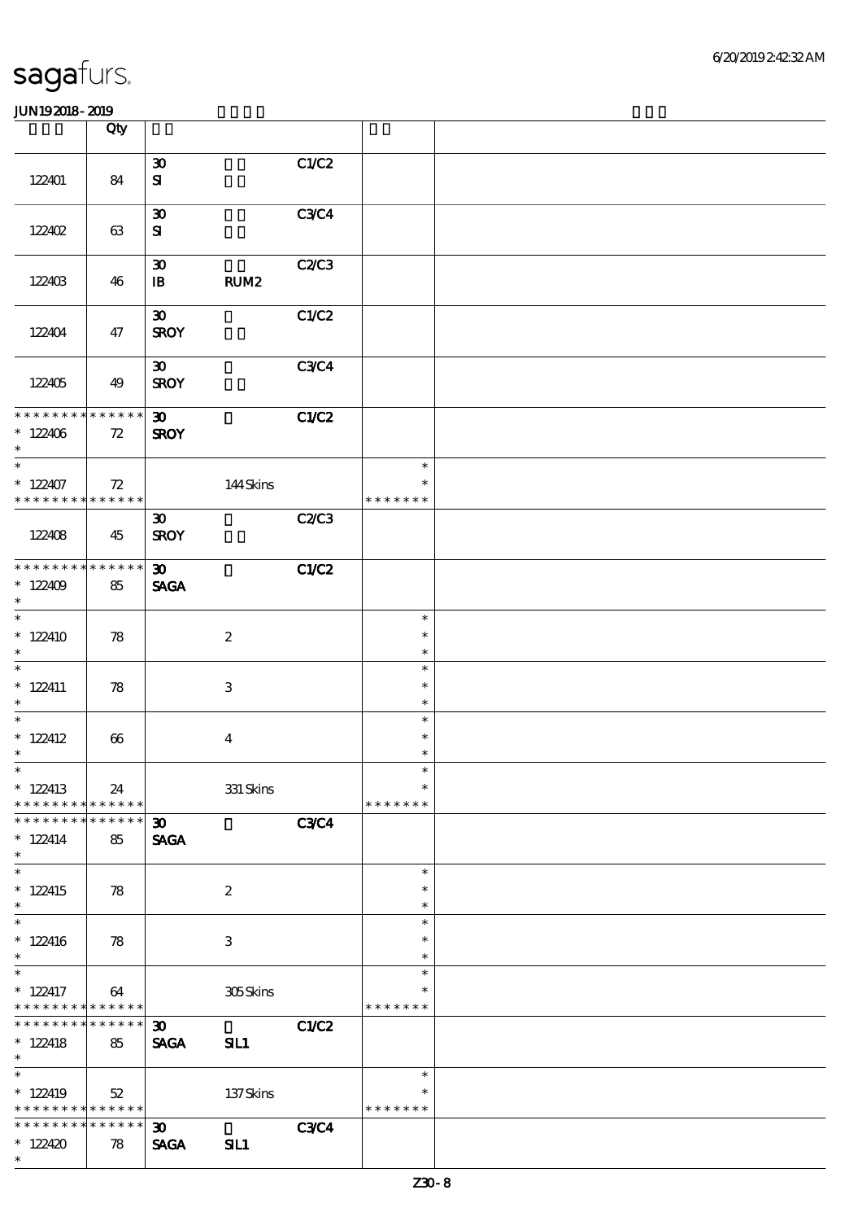| | Qty | | | | | |
|---|---|---|---|---|---|---|
| 122401 | 84 | 30<br>SI | | C1/C2 | | |
| 122402 | 63 | 30<br>SI | | C3/C4 | | |
| 122403 | 46 | 30<br>IB | RUM2 | C2/C3 | | |
| 122404 | 47 | 30<br>SROY | | C1/C2 | | |
| 122405 | 49 | 30<br>SROY | | C3/C4 | | |
| * * * * * * * * * * * * * *<br>* 122406<br>* | 72 | 30<br>SROY | | C1/C2 | | |
| *<br>* 122407<br>* * * * * * * * * * * * * * | 72 | | 144 Skins | | *<br>*<br>* * * * * * * | |
| 122408 | 45 | 30<br>SROY | | C2/C3 | | |
| * * * * * * * * * * * * * *<br>* 122409<br>* | 85 | 30<br>SAGA | | C1/C2 | | |
| *<br>* 122410<br>* | 78 | | 2 | | *<br>*<br>* | |
| *<br>* 122411<br>* | 78 | | 3 | | *<br>*<br>* | |
| *<br>* 122412<br>* | 66 | | 4 | | *<br>*<br>* | |
| *<br>* 122413<br>* * * * * * * * * * * * * * | 24 | | 331 Skins | | *<br>*<br>* * * * * * * | |
| * * * * * * * * * * * * * *<br>* 122414<br>* | 85 | 30<br>SAGA | | C3/C4 | | |
| *<br>* 122415<br>* | 78 | | 2 | | *<br>*<br>* | |
| *<br>* 122416<br>* | 78 | | 3 | | *<br>*<br>* | |
| *<br>* 122417<br>* * * * * * * * * * * * * * | 64 | | 305 Skins | | *<br>*<br>* * * * * * * | |
| * * * * * * * * * * * * * *<br>* 122418<br>* | 85 | 30<br>SAGA | SIL1 | C1/C2 | | |
| *<br>* 122419<br>* * * * * * * * * * * * * * | 52 | | 137 Skins | | *<br>*<br>* * * * * * * | |
| * * * * * * * * * * * * * *<br>* 122420<br>* | 78 | 30<br>SAGA | SIL1 | C3/C4 | | |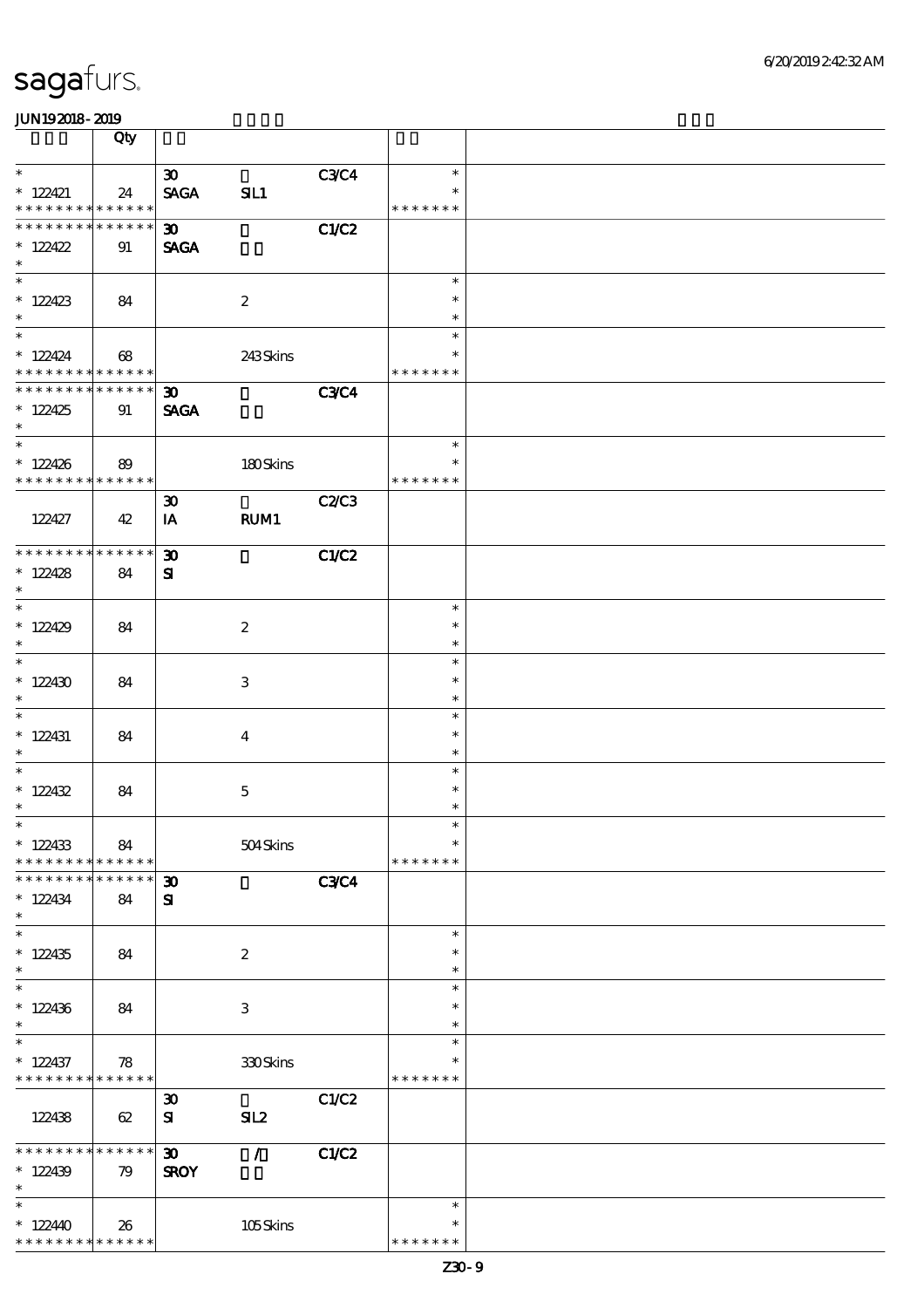| | Qty | | | | | |
|---|---|---|---|---|---|---|
| * <br> * 122421 <br> * * * * * * * * * * * * * * | 24 | 30 <br> SAGA | SIL1 | C3/C4 | * <br> * <br> * * * * * * * | |
| * * * * * * * * * * * * * * <br> * 122422 <br> * | 91 | 30 <br> SAGA | | C1/C2 | | |
| * <br> * 122423 <br> * | 84 | | 2 | | * <br> * <br> * | |
| * <br> * 122424 <br> * * * * * * * * * * * * * * | 68 | | 243 Skins | | * <br> * <br> * * * * * * * | |
| * * * * * * * * * * * * * * <br> * 122425 <br> * | 91 | 30 <br> SAGA | | C3/C4 | | |
| * <br> * 122426 <br> * * * * * * * * * * * * * * | 89 | | 180 Skins | | * <br> * <br> * * * * * * * | |
| 122427 | 42 | 30 <br> IA | RUM1 | C2/C3 | | |
| * * * * * * * * * * * * * * <br> * 122428 <br> * | 84 | 30 <br> SI | | C1/C2 | | |
| * <br> * 122429 <br> * | 84 | | 2 | | * <br> * <br> * | |
| * <br> * 122430 <br> * | 84 | | 3 | | * <br> * <br> * | |
| * <br> * 122431 <br> * | 84 | | 4 | | * <br> * <br> * | |
| * <br> * 122432 <br> * | 84 | | 5 | | * <br> * <br> * | |
| * <br> * 122433 <br> * * * * * * * * * * * * * * | 84 | | 504 Skins | | * <br> * <br> * * * * * * * | |
| * * * * * * * * * * * * * * <br> * 122434 <br> * | 84 | 30 <br> SI | | C3/C4 | | |
| * <br> * 122435 <br> * | 84 | | 2 | | * <br> * <br> * | |
| * <br> * 122436 <br> * | 84 | | 3 | | * <br> * <br> * | |
| * <br> * 122437 <br> * * * * * * * * * * * * * * | 78 | | 330 Skins | | * <br> * <br> * * * * * * * | |
| 122438 | 62 | 30 <br> SI | SIL2 | C1/C2 | | |
| * * * * * * * * * * * * * * <br> * 122439 <br> * | 79 | 30 <br> SROY | / | C1/C2 | | |
| * <br> * 122440 <br> * * * * * * * * * * * * * * | 26 | | 105 Skins | | * <br> * <br> * * * * * * * | |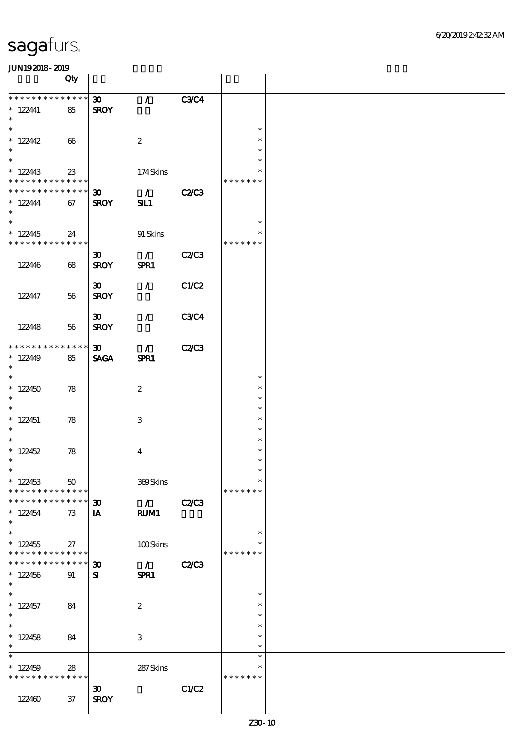sagafurs.

JUN192018-2019

| | Qty | | | | | |
|---|---|---|---|---|---|---|
| * * * * * * * * * * * * * * | | 30 | / | C3/C4 | | |
| * 122441 | 85 | SROY | | | | |
| * | | | | | | |
| * | | | | | * | |
| * 122442 | 66 | | 2 | | * | |
| * | | | | | * | |
| * | | | | | * | |
| * 122443 | 23 | | 174 Skins | | * | |
| * * * * * * * * * * * * * * | | | | | * * * * * * * | |
| * * * * * * * * * * * * * * | | 30 | / | C2/C3 | | |
| * 122444 | 67 | SROY | SIL1 | | | |
| * | | | | | | |
| * | | | | | * | |
| * 122445 | 24 | | 91 Skins | | * | |
| * * * * * * * * * * * * * * | | | | | * * * * * * * | |
| | | 30 | / | C2/C3 | | |
| 122446 | 68 | SROY | SPR1 | | | |
| | | 30 | / | C1/C2 | | |
| 122447 | 56 | SROY | | | | |
| | | 30 | / | C3/C4 | | |
| 122448 | 56 | SROY | | | | |
| * * * * * * * * * * * * * * | | 30 | / | C2/C3 | | |
| * 122449 | 85 | SAGA | SPR1 | | | |
| * | | | | | | |
| * | | | | | * | |
| * 122450 | 78 | | 2 | | * | |
| * | | | | | * | |
| * | | | | | * | |
| * 122451 | 78 | | 3 | | * | |
| * | | | | | * | |
| * | | | | | * | |
| * 122452 | 78 | | 4 | | * | |
| * | | | | | * | |
| * | | | | | * | |
| * 122453 | 50 | | 369 Skins | | * | |
| * * * * * * * * * * * * * * | | | | | * * * * * * * | |
| * * * * * * * * * * * * * * | | 30 | / | C2/C3 | | |
| * 122454 | 73 | IA | RUM1 | | | |
| * | | | | | | |
| * | | | | | * | |
| * 122455 | 27 | | 100 Skins | | * | |
| * * * * * * * * * * * * * * | | | | | * * * * * * * | |
| * * * * * * * * * * * * * * | | 30 | / | C2/C3 | | |
| * 122456 | 91 | SI | SPR1 | | | |
| * | | | | | | |
| * | | | | | * | |
| * 122457 | 84 | | 2 | | * | |
| * | | | | | * | |
| * | | | | | * | |
| * 122458 | 84 | | 3 | | * | |
| * | | | | | * | |
| * | | | | | * | |
| * 122459 | 28 | | 287 Skins | | * | |
| * * * * * * * * * * * * * * | | | | | * * * * * * * | |
| | | 30 | | C1/C2 | | |
| 122460 | 37 | SROY | | | | |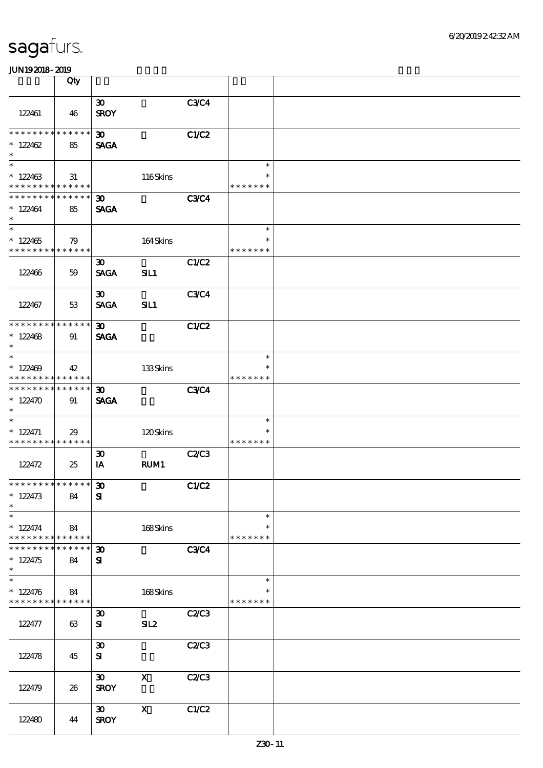| | Qty | | | | | |
|---|---|---|---|---|---|---|
| 122461 | 46 | 30 SROY | | C3/C4 | | |
| * * * * * * * * * * * * * * * 122462 * | 85 | 30 SAGA | | C1/C2 | | |
| * * 122463 * * * * * * * * * * * * * * | 31 | | 116 Skins | | * * * * * * * * * | |
| * * * * * * * * * * * * * * * 122464 * | 85 | 30 SAGA | | C3/C4 | | |
| * * 122465 * * * * * * * * * * * * * * | 79 | | 164 Skins | | * * * * * * * * * | |
| 122466 | 59 | 30 SAGA | SIL1 | C1/C2 | | |
| 122467 | 53 | 30 SAGA | SIL1 | C3/C4 | | |
| * * * * * * * * * * * * * * * 122468 * | 91 | 30 SAGA | | C1/C2 | | |
| * * 122469 * * * * * * * * * * * * * * | 42 | | 133 Skins | | * * * * * * * * * | |
| * * * * * * * * * * * * * * * 122470 * | 91 | 30 SAGA | | C3/C4 | | |
| * * 122471 * * * * * * * * * * * * * * | 29 | | 120 Skins | | * * * * * * * * * | |
| 122472 | 25 | 30 IA | RUM1 | C2/C3 | | |
| * * * * * * * * * * * * * * * 122473 * | 84 | 30 SI | | C1/C2 | | |
| * * 122474 * * * * * * * * * * * * * * | 84 | | 168 Skins | | * * * * * * * * * | |
| * * * * * * * * * * * * * * * 122475 * | 84 | 30 SI | | C3/C4 | | |
| * * 122476 * * * * * * * * * * * * * * | 84 | | 168 Skins | | * * * * * * * * * | |
| 122477 | 63 | 30 SI | SIL2 | C2/C3 | | |
| 122478 | 45 | 30 SI | | C2/C3 | | |
| 122479 | 26 | 30 SROY | X | C2/C3 | | |
| 122480 | 44 | 30 SROY | X | C1/C2 | | |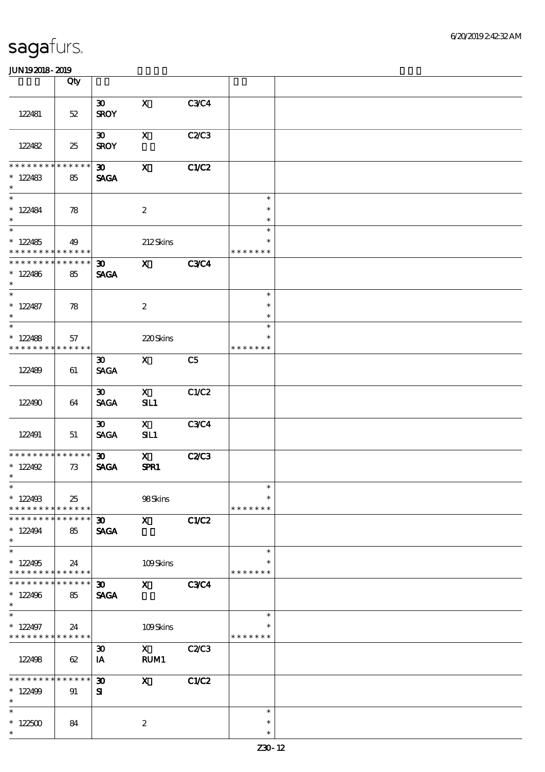sagafurs.

JUN19 2018 - 2019

| | Qty | | | | | |
|---|---|---|---|---|---|---|
| 122481 | 52 | 30 SROY | X | C3/C4 | | |
| 122482 | 25 | 30 SROY | X | C2/C3 | | |
| * * * * * * * * * * * * * * 122483 * | 85 | 30 SAGA | X | C1/C2 | | |
| * 122484 * | 78 | | 2 | | * * * | |
| * 122485 * * * * * * * * * * * * * * | 49 | | 212 Skins | | * * * * * * * * | |
| * * * * * * * * * * * * * * 122486 * | 85 | 30 SAGA | X | C3/C4 | | |
| * 122487 * | 78 | | 2 | | * * * | |
| * 122488 * * * * * * * * * * * * * * | 57 | | 220 Skins | | * * * * * * * * | |
| 122489 | 61 | 30 SAGA | X | C5 | | |
| 122490 | 64 | 30 SAGA | X SIL1 | C1/C2 | | |
| 122491 | 51 | 30 SAGA | X SIL1 | C3/C4 | | |
| * * * * * * * * * * * * * * 122492 * | 73 | 30 SAGA | X SPR1 | C2/C3 | | |
| * 122493 * * * * * * * * * * * * * * | 25 | | 98 Skins | | * * * * * * * * | |
| * * * * * * * * * * * * * * 122494 * | 85 | 30 SAGA | X | C1/C2 | | |
| * 122495 * * * * * * * * * * * * * * | 24 | | 109 Skins | | * * * * * * * * | |
| * * * * * * * * * * * * * * 122496 * | 85 | 30 SAGA | X | C3/C4 | | |
| * 122497 * * * * * * * * * * * * * * | 24 | | 109 Skins | | * * * * * * * * | |
| 122498 | 62 | 30 IA | X RUM1 | C2/C3 | | |
| * * * * * * * * * * * * * * 122499 * | 91 | 30 SI | X | C1/C2 | | |
| * 122500 * | 84 | | 2 | | * * * | |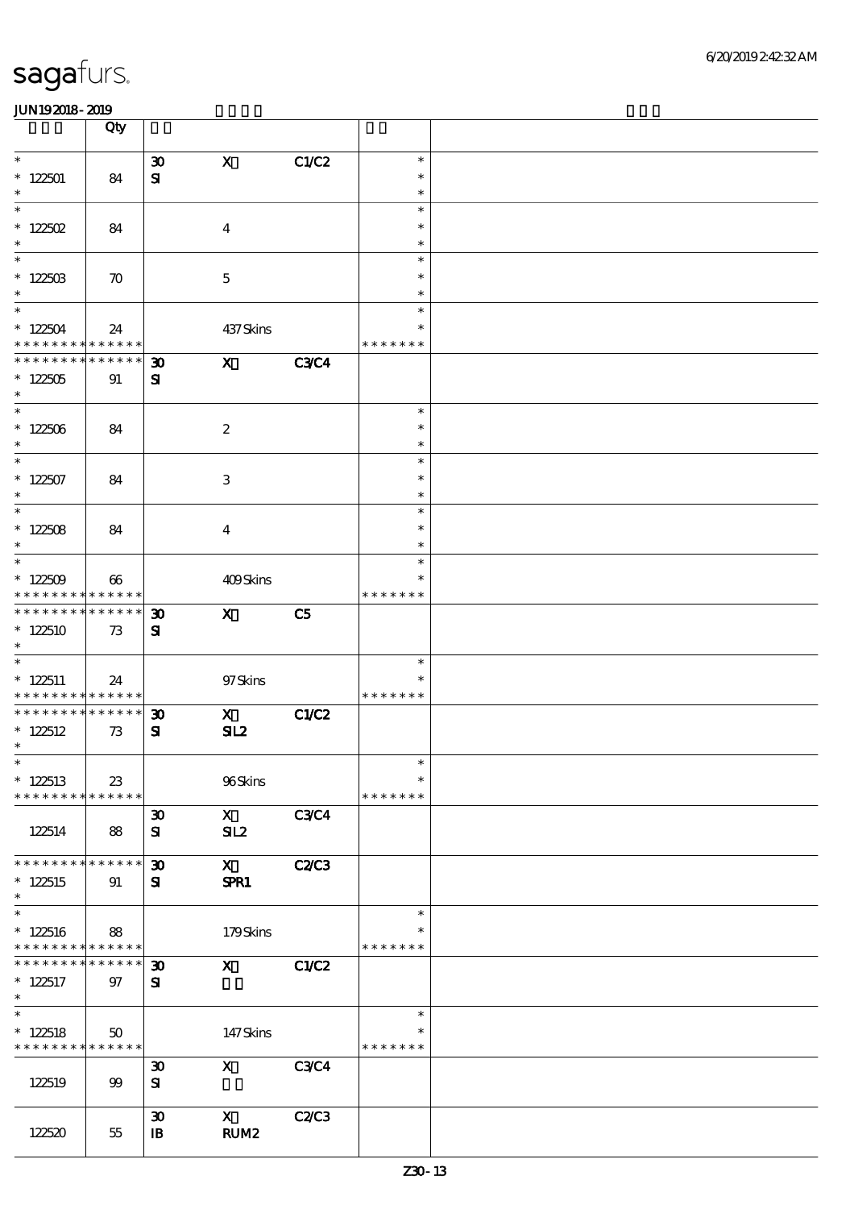# sagafurs.

JUN19 2018 - 2019

| | Qty | | | | | |
|---|---|---|---|---|---|---|
| * <br> * 122501 <br> * | 84 | 30 <br> SI | X | C1/C2 | * <br> * <br> * | |
| * <br> * 122502 <br> * | 84 | | 4 | | * <br> * <br> * | |
| * <br> * 122503 <br> * | 70 | | 5 | | * <br> * <br> * | |
| * <br> * 122504 <br> * * * * * * * * * * * * * * | 24 | | 437 Skins | | * <br> * <br> * * * * * * * | |
| * * * * * * * * * * * * * * <br> * 122505 <br> * | 91 | 30 <br> SI | X | C3/C4 | | |
| * <br> * 122506 <br> * | 84 | | 2 | | * <br> * <br> * | |
| * <br> * 122507 <br> * | 84 | | 3 | | * <br> * <br> * | |
| * <br> * 122508 <br> * | 84 | | 4 | | * <br> * <br> * | |
| * <br> * 122509 <br> * * * * * * * * * * * * * * | 66 | | 409 Skins | | * <br> * <br> * * * * * * * | |
| * * * * * * * * * * * * * * <br> * 122510 <br> * | 73 | 30 <br> SI | X | C5 | | |
| * <br> * 122511 <br> * * * * * * * * * * * * * * | 24 | | 97 Skins | | * <br> * <br> * * * * * * * | |
| * * * * * * * * * * * * * * <br> * 122512 <br> * | 73 | 30 <br> SI | X <br> SIL2 | C1/C2 | | |
| * <br> * 122513 <br> * * * * * * * * * * * * * * | 23 | | 96 Skins | | * <br> * <br> * * * * * * * | |
| 122514 | 88 | 30 <br> SI | X <br> SIL2 | C3/C4 | | |
| * * * * * * * * * * * * * * <br> * 122515 <br> * | 91 | 30 <br> SI | X <br> SPR1 | C2/C3 | | |
| * <br> * 122516 <br> * * * * * * * * * * * * * * | 88 | | 179 Skins | | * <br> * <br> * * * * * * * | |
| * * * * * * * * * * * * * * <br> * 122517 <br> * | 97 | 30 <br> SI | X | C1/C2 | | |
| * <br> * 122518 <br> * * * * * * * * * * * * * * | 50 | | 147 Skins | | * <br> * <br> * * * * * * * | |
| 122519 | 99 | 30 <br> SI | X | C3/C4 | | |
| 122520 | 55 | 30 <br> IB | X <br> RUM2 | C2/C3 | | |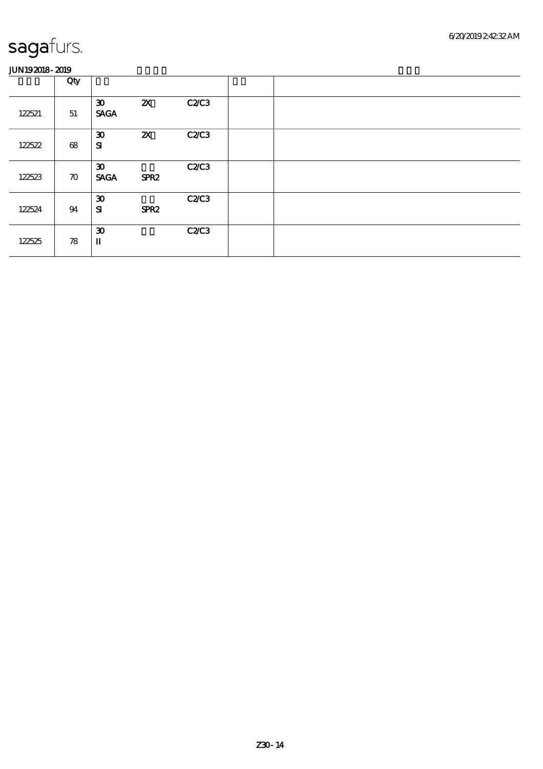sagafurs.

JUN19 2018 - 2019

| | Qty | | | | | |
|---|---|---|---|---|---|---|
| 122521 | 51 | 30<br>SAGA | 2X | C2/C3 | | |
| 122522 | 68 | 30<br>SI | 2X | C2/C3 | | |
| 122523 | 70 | 30<br>SAGA | SPR2 | C2/C3 | | |
| 122524 | 94 | 30<br>SI | SPR2 | C2/C3 | | |
| 122525 | 78 | 30<br>II | | C2/C3 | | |

Z30 - 14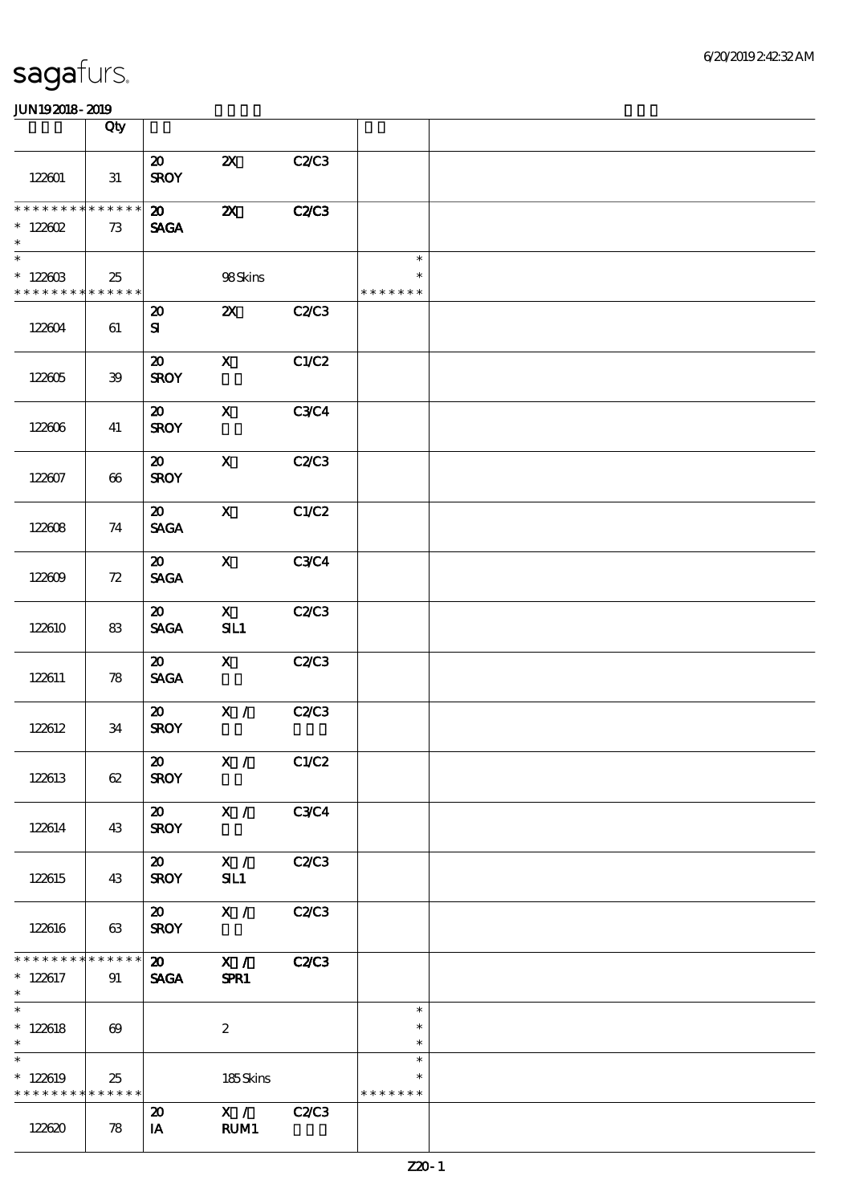sagafurs.

JUN19 2018 - 2019

| | Qty | | | | | |
|---|---|---|---|---|---|---|
| 122601 | 31 | 20 SROY | 2X | C2/C3 | | |
| * * * * * * * * * * * * * * 122602 * | 73 | 20 SAGA | 2X | C2/C3 | | |
| * * 122603 * * * * * * * * * * * * * | 25 | | 98 Skins | | * * * * * * * * * | |
| 122604 | 61 | 20 SI | 2X | C2/C3 | | |
| 122605 | 39 | 20 SROY | X | C1/C2 | | |
| 122606 | 41 | 20 SROY | X | C3/C4 | | |
| 122607 | 66 | 20 SROY | X | C2/C3 | | |
| 122608 | 74 | 20 SAGA | X | C1/C2 | | |
| 122609 | 72 | 20 SAGA | X | C3/C4 | | |
| 122610 | 83 | 20 SAGA | X SIL1 | C2/C3 | | |
| 122611 | 78 | 20 SAGA | X | C2/C3 | | |
| 122612 | 34 | 20 SROY | X / | C2/C3 | | |
| 122613 | 62 | 20 SROY | X / | C1/C2 | | |
| 122614 | 43 | 20 SROY | X / | C3/C4 | | |
| 122615 | 43 | 20 SROY | X / SIL1 | C2/C3 | | |
| 122616 | 63 | 20 SROY | X / | C2/C3 | | |
| * * * * * * * * * * * * * * 122617 * | 91 | 20 SAGA | X / SPR1 | C2/C3 | | |
| * * 122618 * | 69 | | 2 | | * * * | |
| * * 122619 * * * * * * * * * * * * * | 25 | | 185 Skins | | * * * * * * * * * | |
| 122620 | 78 | 20 IA | X / RUM1 | C2/C3 | | |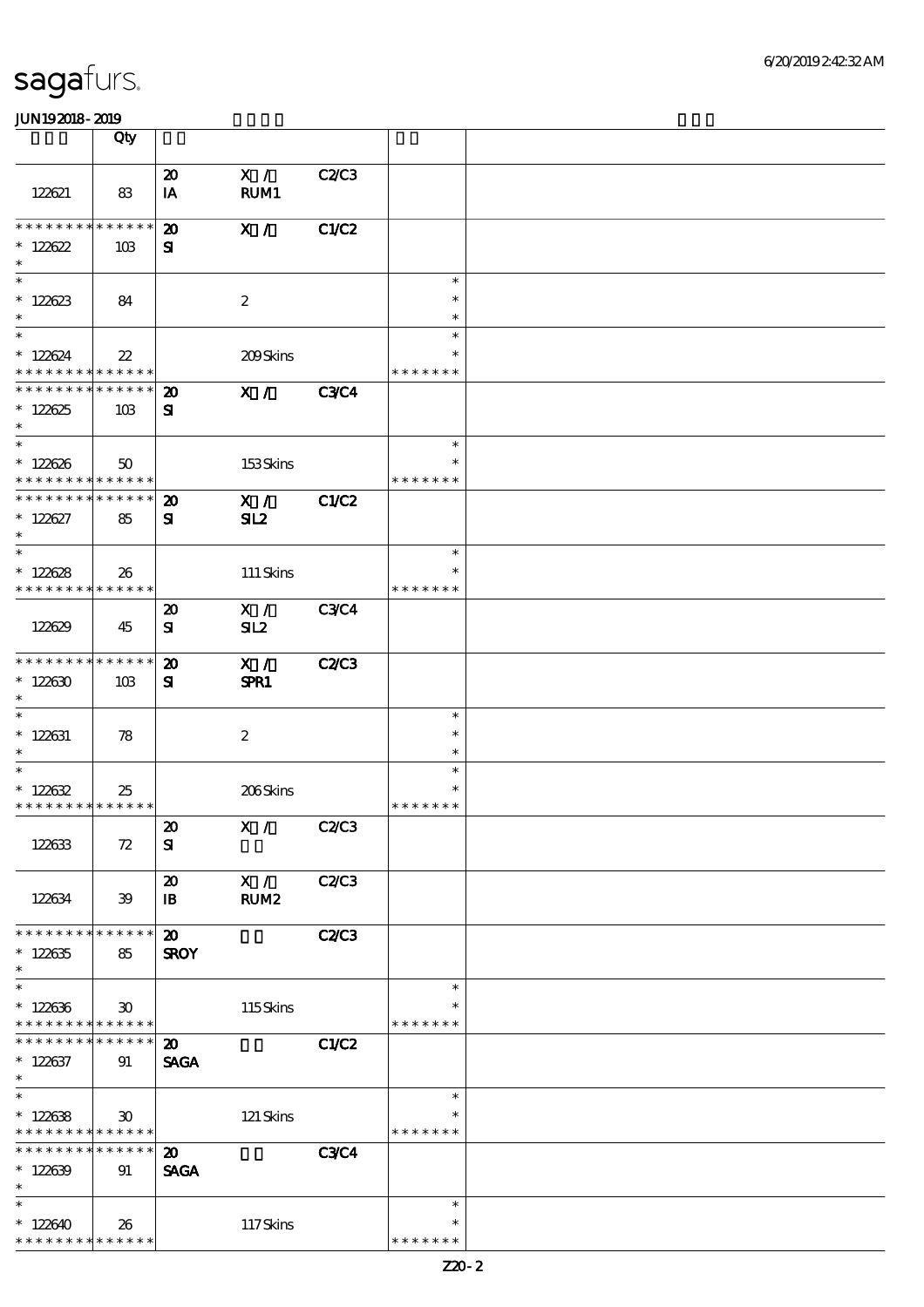| | Qty | | | | | |
|---|---|---|---|---|---|---|
| 122621 | 83 | 20<br>IA | X /<br>RUM1 | C2/C3 | | |
| * * * * * * * * * * * * * *<br>* 122622<br>* | 103 | 20<br>SI | X / | C1/C2 | | |
| *<br>* 122623<br>* | 84 | | 2 | | *<br>*<br>* | |
| *<br>* 122624<br>* * * * * * * * * * * * * * | 22 | | 209 Skins | | *<br>*<br>* * * * * * * | |
| * * * * * * * * * * * * * *<br>* 122625<br>* | 103 | 20<br>SI | X / | C3/C4 | | |
| *<br>* 122626<br>* * * * * * * * * * * * * * | 50 | | 153 Skins | | *<br>*<br>* * * * * * * | |
| * * * * * * * * * * * * * *<br>* 122627<br>* | 85 | 20<br>SI | X /<br>SIL2 | C1/C2 | | |
| *<br>* 122628<br>* * * * * * * * * * * * * * | 26 | | 111 Skins | | *<br>*<br>* * * * * * * | |
| 122629 | 45 | 20<br>SI | X /<br>SIL2 | C3/C4 | | |
| * * * * * * * * * * * * * *<br>* 122630<br>* | 103 | 20<br>SI | X /<br>SPR1 | C2/C3 | | |
| *<br>* 122631<br>* | 78 | | 2 | | *<br>*<br>* | |
| *<br>* 122632<br>* * * * * * * * * * * * * * | 25 | | 206 Skins | | *<br>*<br>* * * * * * * | |
| 122633 | 72 | 20<br>SI | X / | C2/C3 | | |
| 122634 | 39 | 20<br>IB | X /<br>RUM2 | C2/C3 | | |
| * * * * * * * * * * * * * *<br>* 122635<br>* | 85 | 20<br>SROY | | C2/C3 | | |
| *<br>* 122636<br>* * * * * * * * * * * * * * | 30 | | 115 Skins | | *<br>*<br>* * * * * * * | |
| * * * * * * * * * * * * * *<br>* 122637<br>* | 91 | 20<br>SAGA | | C1/C2 | | |
| *<br>* 122638<br>* * * * * * * * * * * * * * | 30 | | 121 Skins | | *<br>*<br>* * * * * * * | |
| * * * * * * * * * * * * * *<br>* 122639<br>* | 91 | 20<br>SAGA | | C3/C4 | | |
| *<br>* 122640<br>* * * * * * * * * * * * * * | 26 | | 117 Skins | | *<br>*<br>* * * * * * * | |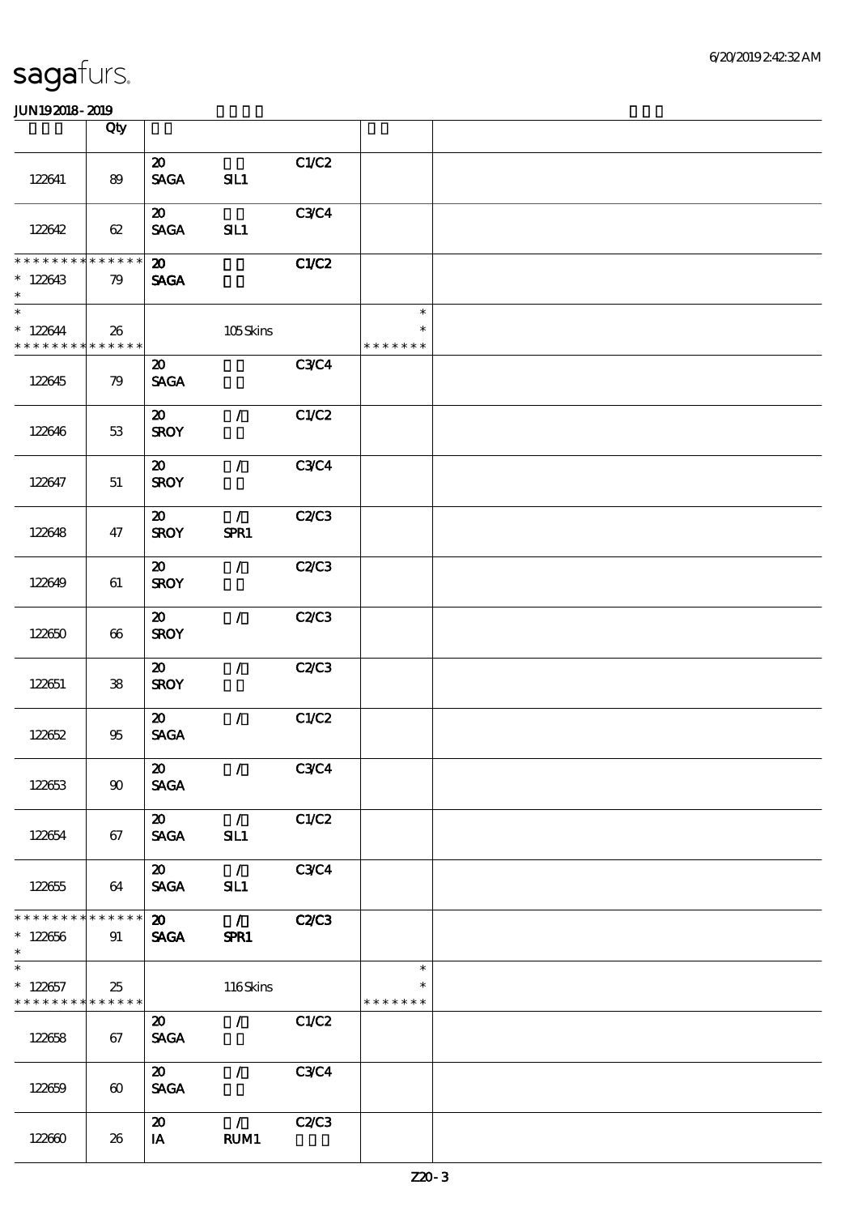| | Qty | | | | | |
|---|---|---|---|---|---|---|
| 122641 | 89 | 20 SAGA | SIL1 | C1/C2 | | |
| 122642 | 62 | 20 SAGA | SIL1 | C3/C4 | | |
| * * * * * * * * * * * * * * 122643 * | 79 | 20 SAGA | | C1/C2 | | |
| * * 122644 * * * * * * * * * * * * * * | 26 | | 105 Skins | | * * * * * * * * * | |
| 122645 | 79 | 20 SAGA | | C3/C4 | | |
| 122646 | 53 | 20 SROY | / | C1/C2 | | |
| 122647 | 51 | 20 SROY | / | C3/C4 | | |
| 122648 | 47 | 20 SROY | / SPR1 | C2/C3 | | |
| 122649 | 61 | 20 SROY | / | C2/C3 | | |
| 122650 | 66 | 20 SROY | / | C2/C3 | | |
| 122651 | 38 | 20 SROY | / | C2/C3 | | |
| 122652 | 95 | 20 SAGA | / | C1/C2 | | |
| 122653 | 90 | 20 SAGA | / | C3/C4 | | |
| 122654 | 67 | 20 SAGA | / SIL1 | C1/C2 | | |
| 122655 | 64 | 20 SAGA | / SIL1 | C3/C4 | | |
| * * * * * * * * * * * * * * 122656 * | 91 | 20 SAGA | / SPR1 | C2/C3 | | |
| * * 122657 * * * * * * * * * * * * * * | 25 | | 116 Skins | | * * * * * * * * * | |
| 122658 | 67 | 20 SAGA | / | C1/C2 | | |
| 122659 | 60 | 20 SAGA | / | C3/C4 | | |
| 122660 | 26 | 20 IA | / RUM1 | C2/C3 | | |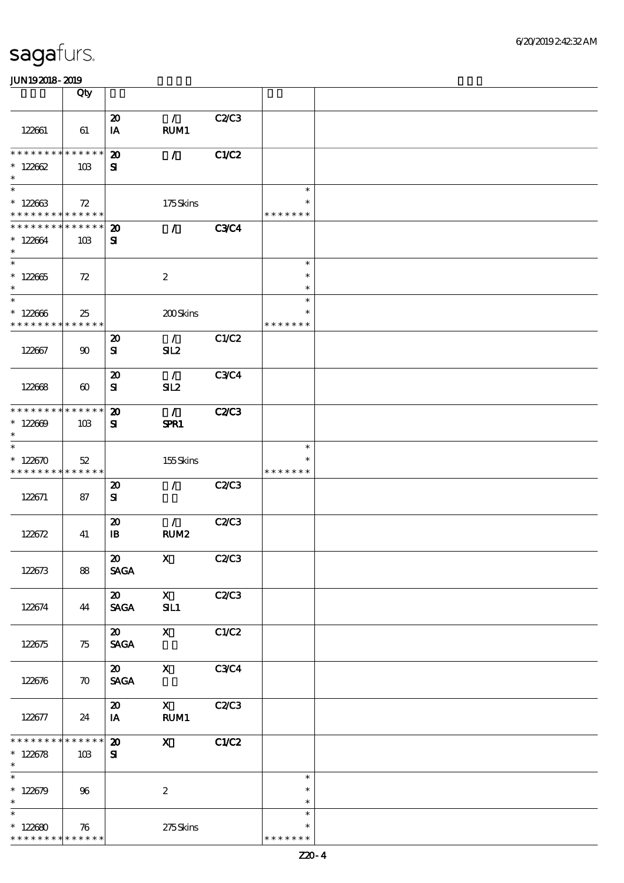# sagafurs.

JUN19 2018 - 2019

| | Qty | | | | | |
|---|---|---|---|---|---|---|
| 122661 | 61 | 20 IA | / RUM1 | C2/C3 | | |
| * * * * * * * * * * * * * * 122662 * | 103 | 20 SI | / | C1/C2 | | |
| * * 122663 * * * * * * * * * * * * * | 72 | | 175 Skins | | * * * * * * * * * | |
| * * * * * * * * * * * * * * 122664 * | 103 | 20 SI | / | C3/C4 | | |
| * * 122665 * | 72 | | 2 | | * * * | |
| * * 122666 * * * * * * * * * * * * * | 25 | | 200 Skins | | * * * * * * * * * | |
| 122667 | 90 | 20 SI | / SIL2 | C1/C2 | | |
| 122668 | 60 | 20 SI | / SIL2 | C3/C4 | | |
| * * * * * * * * * * * * * * 122669 * | 103 | 20 SI | / SPR1 | C2/C3 | | |
| * * 122670 * * * * * * * * * * * * * | 52 | | 155 Skins | | * * * * * * * * * | |
| 122671 | 87 | 20 SI | / | C2/C3 | | |
| 122672 | 41 | 20 IB | / RUM2 | C2/C3 | | |
| 122673 | 88 | 20 SAGA | X | C2/C3 | | |
| 122674 | 44 | 20 SAGA | X SIL1 | C2/C3 | | |
| 122675 | 75 | 20 SAGA | X | C1/C2 | | |
| 122676 | 70 | 20 SAGA | X | C3/C4 | | |
| 122677 | 24 | 20 IA | X RUM1 | C2/C3 | | |
| * * * * * * * * * * * * * * 122678 * | 103 | 20 SI | X | C1/C2 | | |
| * * 122679 * | 96 | | 2 | | * * * | |
| * * 122680 * * * * * * * * * * * * * | 76 | | 275 Skins | | * * * * * * * * * | |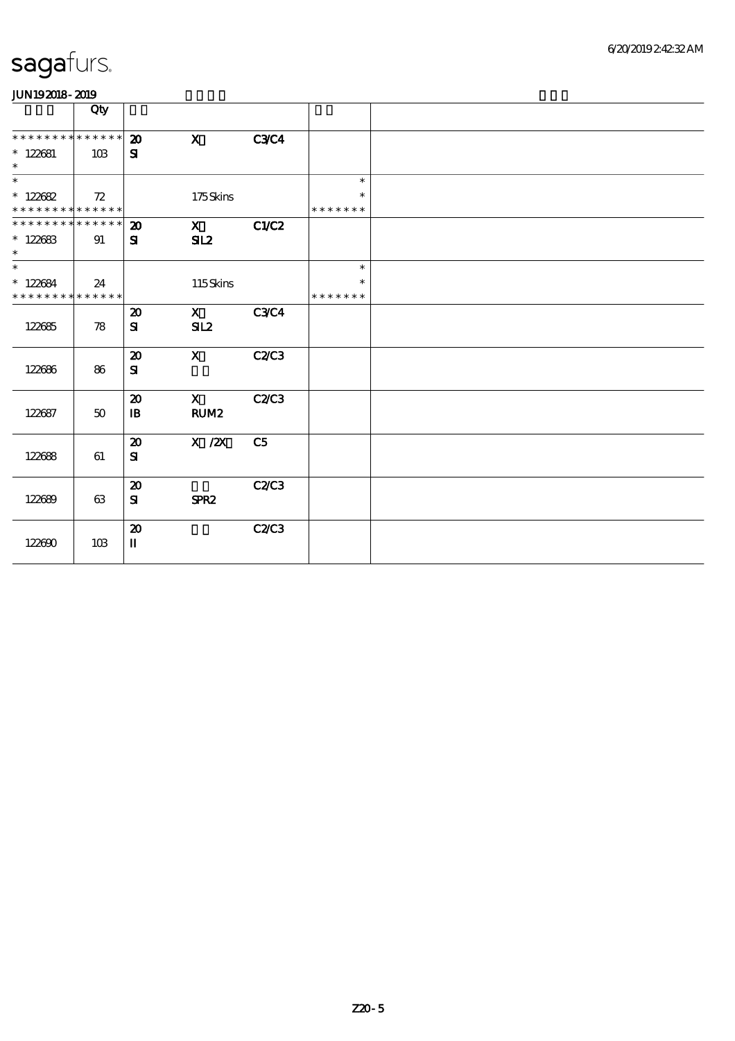# sagafurs.

JUN192018-2019

| | Qty | | | | | |
|---|---|---|---|---|---|---|
| * * * * * * * * * * * * * * | 20 | X | C3/C4 | | | |
| * 122681 | 103 | SI | | | | |
| * | | | | | | |
| * | | | | | * | |
| * 122682 | 72 | | 175 Skins | | * | |
| * * * * * * * * * * * * * * | | | | | * * * * * * * | |
| * * * * * * * * * * * * * * | 20 | X | C1/C2 | | | |
| * 122683 | 91 | SI | SIL2 | | | |
| * | | | | | | |
| * | | | | | * | |
| * 122684 | 24 | | 115 Skins | | * | |
| * * * * * * * * * * * * * * | | | | | * * * * * * * | |
| 122685 | 78 | 20 SI | X SIL2 | C3/C4 | | |
| 122686 | 86 | 20 SI | X | C2/C3 | | |
| 122687 | 50 | 20 IB | X RUM2 | C2/C3 | | |
| 122688 | 61 | 20 SI | X /2X | C5 | | |
| 122689 | 63 | 20 SI | SPR2 | C2/C3 | | |
| 122690 | 103 | 20 II | | C2/C3 | | |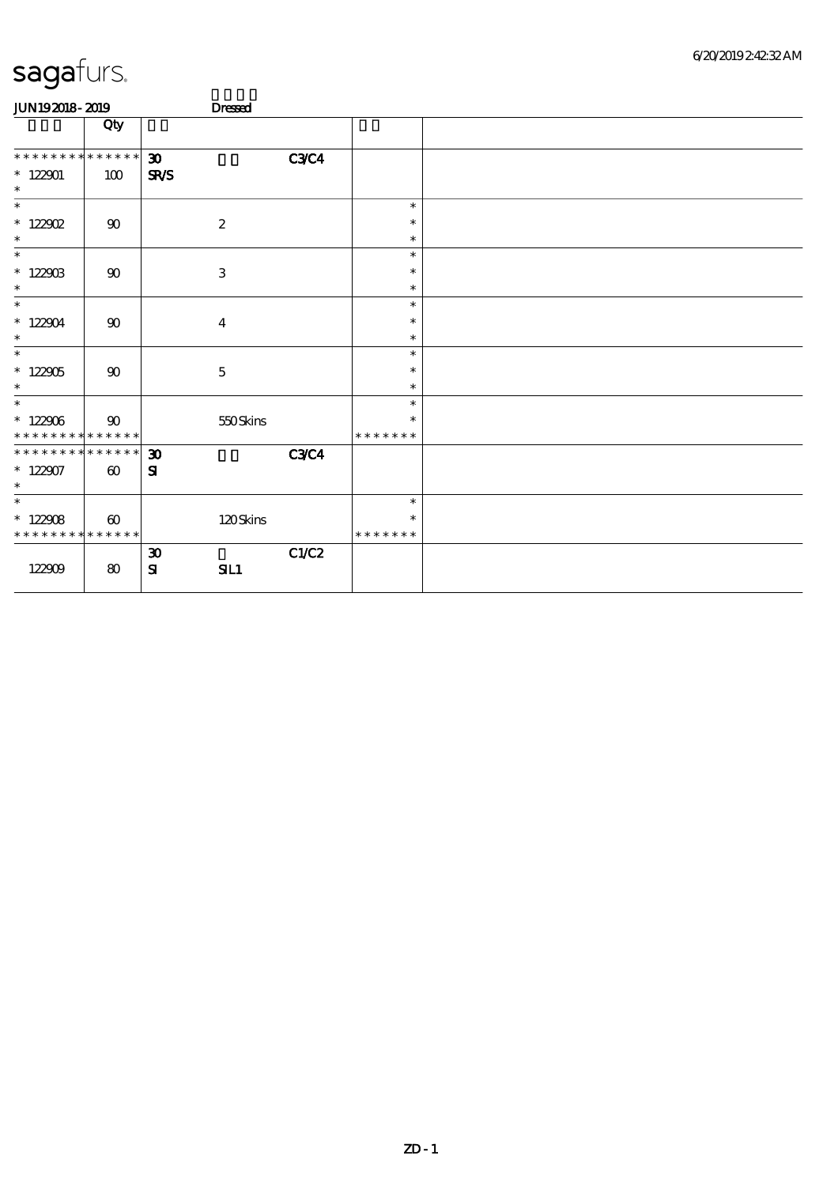# sagafurs.

JUN19 2018 - 2019 Dressed

| | Qty | | | | | |
|---|---|---|---|---|---|---|
| * * * * * * * * * * * * * * | | 30 | | C3/C4 | | |
| * 122901 | 100 | SR/S | | | | |
| * | | | | | | |
| * | | | | | * | |
| * 122902 | 90 | | 2 | | * | |
| * | | | | | * | |
| * | | | | | * | |
| * 122903 | 90 | | 3 | | * | |
| * | | | | | * | |
| * | | | | | * | |
| * 122904 | 90 | | 4 | | * | |
| * | | | | | * | |
| * | | | | | * | |
| * 122905 | 90 | | 5 | | * | |
| * | | | | | * | |
| * | | | | | * | |
| * 122906 | 90 | | 550 Skins | | * | |
| * * * * * * * * * * * * * * | | | | | * * * * * * * | |
| * * * * * * * * * * * * * * | | 30 | | C3/C4 | | |
| * 122907 | 60 | SI | | | | |
| * | | | | | | |
| * | | | | | * | |
| * 122908 | 60 | | 120 Skins | | * | |
| * * * * * * * * * * * * * * | | | | | * * * * * * * | |
| | | 30 | | C1/C2 | | |
| 122909 | 80 | SI | SIL1 | | | |